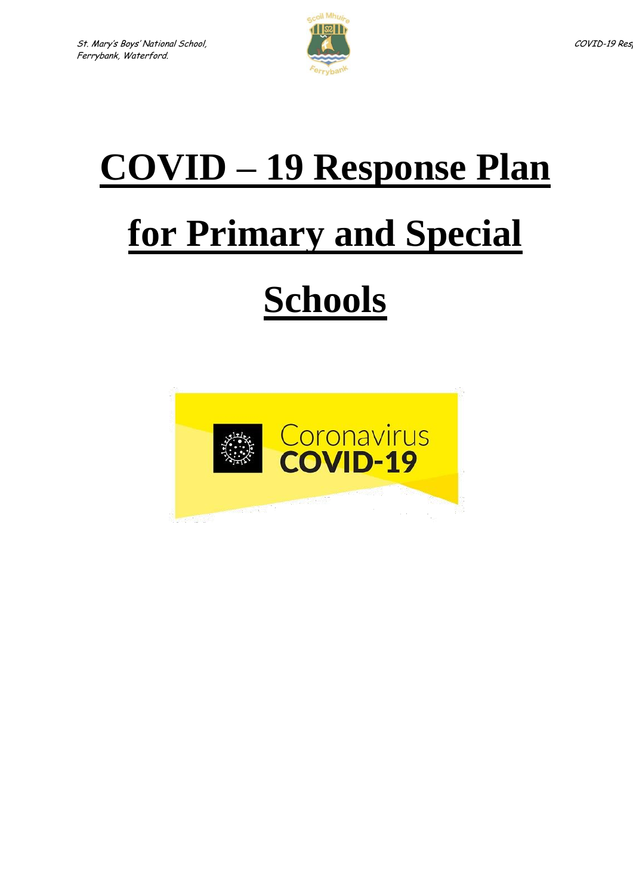# COVID – 19 Response Plan for Primary and Special Schools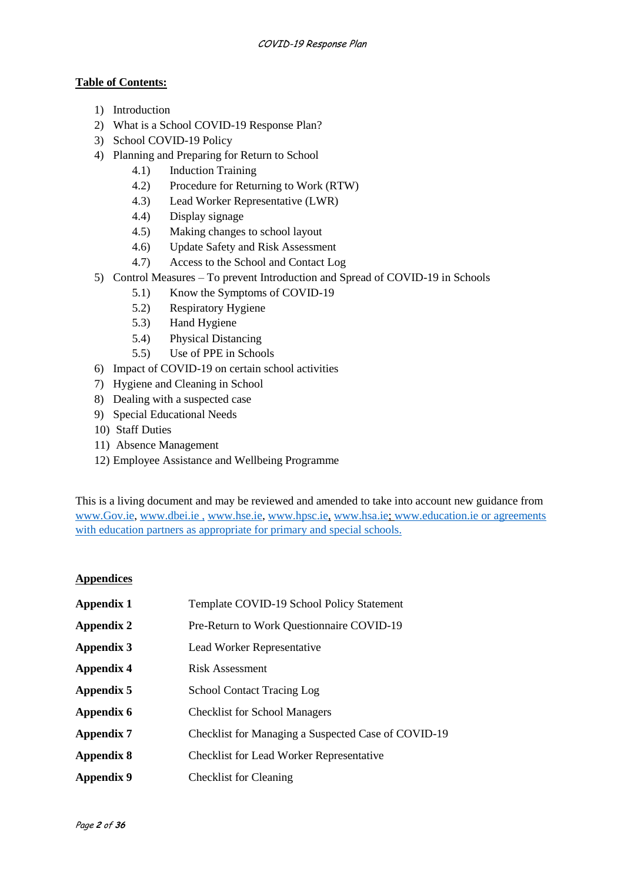**Table of Contents:**

1) Introduction
2) What is a School COVID-19 Response Plan?
3) School COVID-19 Policy
4) Planning and Preparing for Return to School
    - 4.1) Induction Training
    - 4.2) Procedure for Returning to Work (RTW)
    - 4.3) Lead Worker Representative (LWR)
    - 4.4) Display signage
    - 4.5) Making changes to school layout
    - 4.6) Update Safety and Risk Assessment
    - 4.7) Access to the School and Contact Log
5) Control Measures – To prevent Introduction and Spread of COVID-19 in Schools
    - 5.1) Know the Symptoms of COVID-19
    - 5.2) Respiratory Hygiene
    - 5.3) Hand Hygiene
    - 5.4) Physical Distancing
    - 5.5) Use of PPE in Schools
6) Impact of COVID-19 on certain school activities
7) Hygiene and Cleaning in School
8) Dealing with a suspected case
9) Special Educational Needs
10) Staff Duties
11) Absence Management
12) Employee Assistance and Wellbeing Programme

This is a living document and may be reviewed and amended to take into account new guidance from www.Gov.ie, www.dbei.ie , www.hse.ie, www.hpsc.ie, www.hsa.ie; www.education.ie or agreements with education partners as appropriate for primary and special schools.

**Appendices**

| | |
|---|---|
| **Appendix 1** | Template COVID-19 School Policy Statement |
| **Appendix 2** | Pre-Return to Work Questionnaire COVID-19 |
| **Appendix 3** | Lead Worker Representative |
| **Appendix 4** | Risk Assessment |
| **Appendix 5** | School Contact Tracing Log |
| **Appendix 6** | Checklist for School Managers |
| **Appendix 7** | Checklist for Managing a Suspected Case of COVID-19 |
| **Appendix 8** | Checklist for Lead Worker Representative |
| **Appendix 9** | Checklist for Cleaning |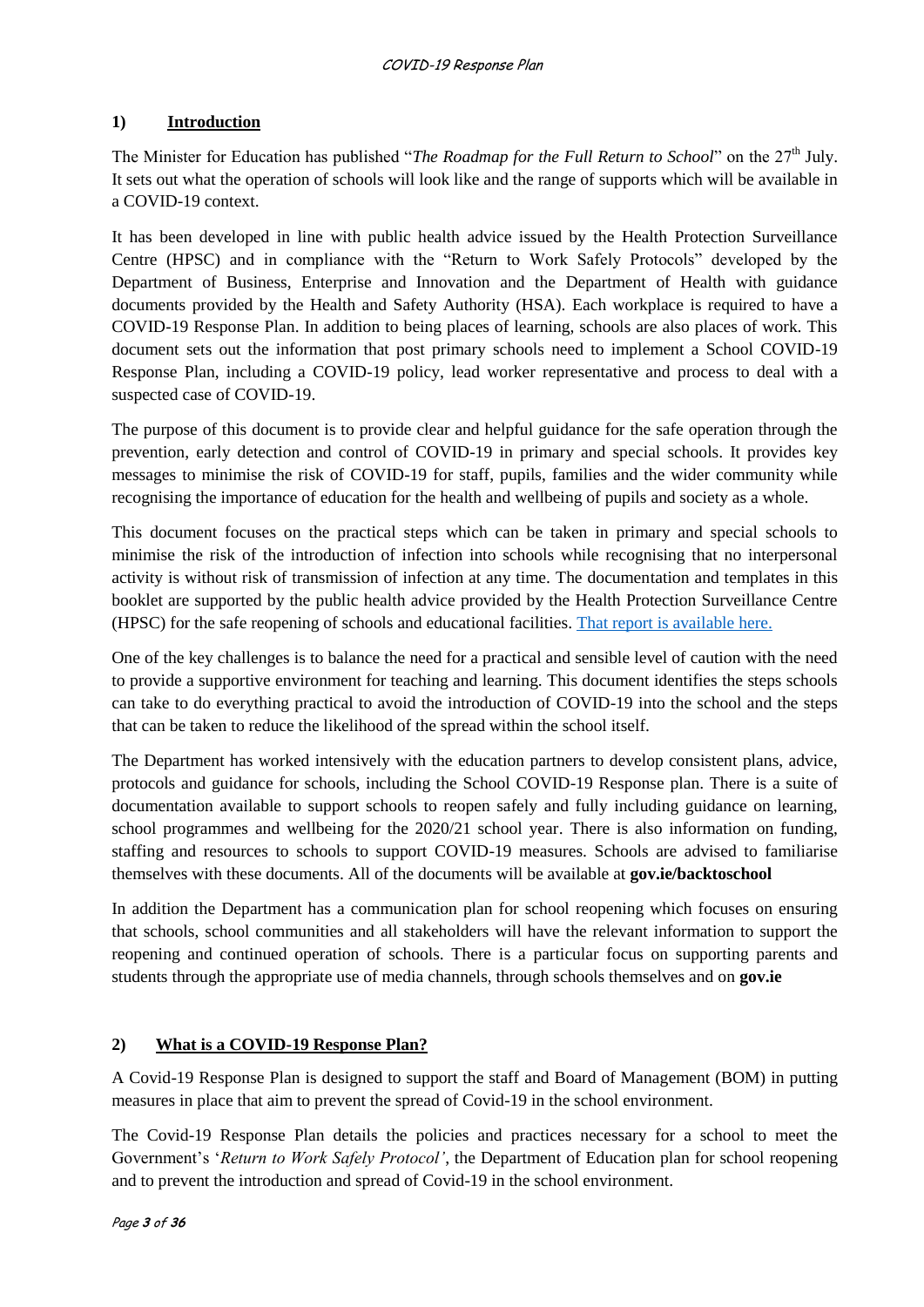## 1) Introduction

The Minister for Education has published "*The Roadmap for the Full Return to School*" on the 27th July. It sets out what the operation of schools will look like and the range of supports which will be available in a COVID-19 context.

It has been developed in line with public health advice issued by the Health Protection Surveillance Centre (HPSC) and in compliance with the "Return to Work Safely Protocols" developed by the Department of Business, Enterprise and Innovation and the Department of Health with guidance documents provided by the Health and Safety Authority (HSA). Each workplace is required to have a COVID-19 Response Plan. In addition to being places of learning, schools are also places of work. This document sets out the information that post primary schools need to implement a School COVID-19 Response Plan, including a COVID-19 policy, lead worker representative and process to deal with a suspected case of COVID-19.

The purpose of this document is to provide clear and helpful guidance for the safe operation through the prevention, early detection and control of COVID-19 in primary and special schools. It provides key messages to minimise the risk of COVID-19 for staff, pupils, families and the wider community while recognising the importance of education for the health and wellbeing of pupils and society as a whole.

This document focuses on the practical steps which can be taken in primary and special schools to minimise the risk of the introduction of infection into schools while recognising that no interpersonal activity is without risk of transmission of infection at any time. The documentation and templates in this booklet are supported by the public health advice provided by the Health Protection Surveillance Centre (HPSC) for the safe reopening of schools and educational facilities. That report is available here.

One of the key challenges is to balance the need for a practical and sensible level of caution with the need to provide a supportive environment for teaching and learning. This document identifies the steps schools can take to do everything practical to avoid the introduction of COVID-19 into the school and the steps that can be taken to reduce the likelihood of the spread within the school itself.

The Department has worked intensively with the education partners to develop consistent plans, advice, protocols and guidance for schools, including the School COVID-19 Response plan. There is a suite of documentation available to support schools to reopen safely and fully including guidance on learning, school programmes and wellbeing for the 2020/21 school year. There is also information on funding, staffing and resources to schools to support COVID-19 measures. Schools are advised to familiarise themselves with these documents. All of the documents will be available at **gov.ie/backtoschool**

In addition the Department has a communication plan for school reopening which focuses on ensuring that schools, school communities and all stakeholders will have the relevant information to support the reopening and continued operation of schools. There is a particular focus on supporting parents and students through the appropriate use of media channels, through schools themselves and on **gov.ie**

## 2) What is a COVID-19 Response Plan?

A Covid-19 Response Plan is designed to support the staff and Board of Management (BOM) in putting measures in place that aim to prevent the spread of Covid-19 in the school environment.

The Covid-19 Response Plan details the policies and practices necessary for a school to meet the Government's '*Return to Work Safely Protocol'*, the Department of Education plan for school reopening and to prevent the introduction and spread of Covid-19 in the school environment.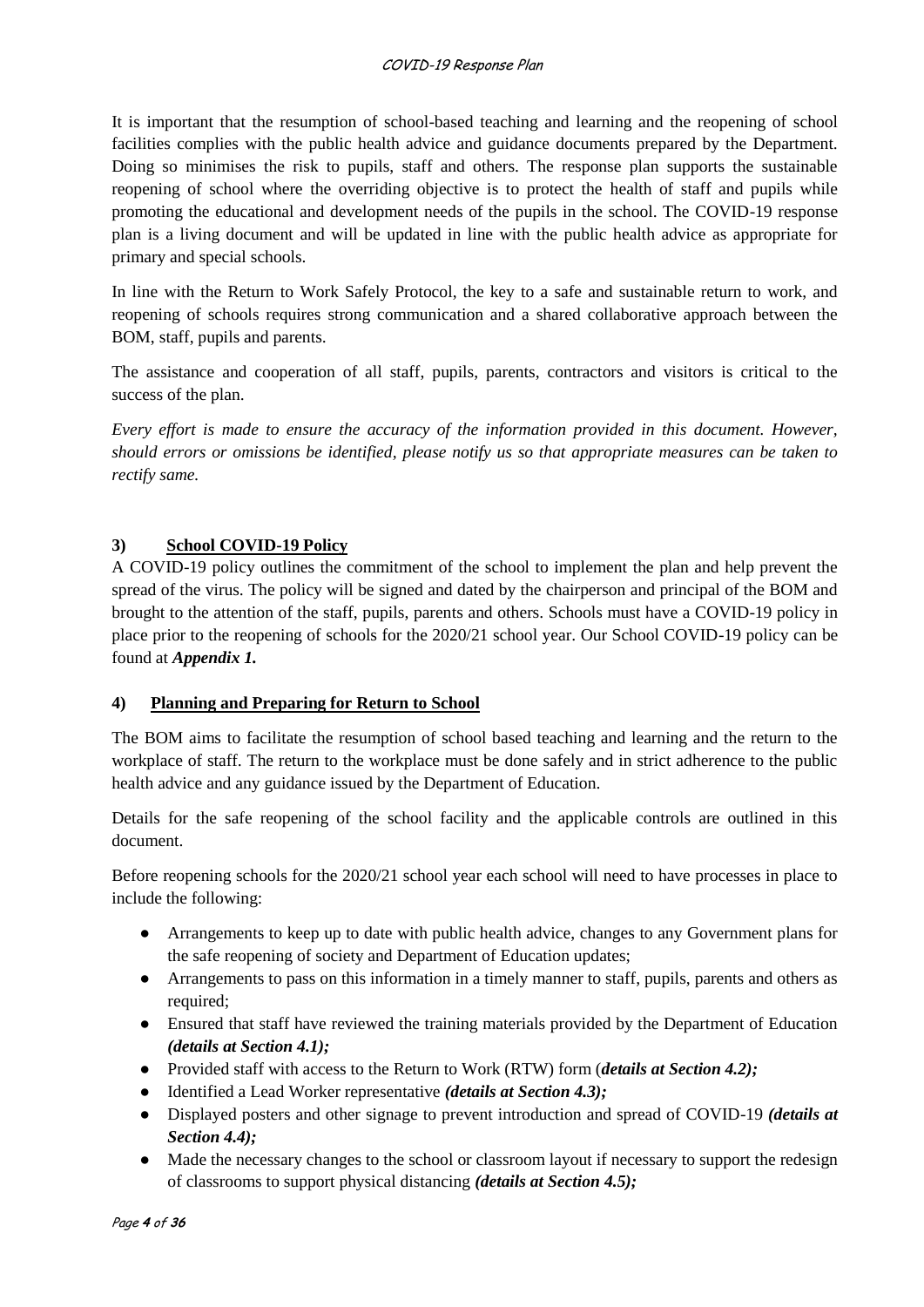It is important that the resumption of school-based teaching and learning and the reopening of school facilities complies with the public health advice and guidance documents prepared by the Department. Doing so minimises the risk to pupils, staff and others. The response plan supports the sustainable reopening of school where the overriding objective is to protect the health of staff and pupils while promoting the educational and development needs of the pupils in the school. The COVID-19 response plan is a living document and will be updated in line with the public health advice as appropriate for primary and special schools.

In line with the Return to Work Safely Protocol, the key to a safe and sustainable return to work, and reopening of schools requires strong communication and a shared collaborative approach between the BOM, staff, pupils and parents.

The assistance and cooperation of all staff, pupils, parents, contractors and visitors is critical to the success of the plan.

*Every effort is made to ensure the accuracy of the information provided in this document. However, should errors or omissions be identified, please notify us so that appropriate measures can be taken to rectify same.*

## 3) School COVID-19 Policy

A COVID-19 policy outlines the commitment of the school to implement the plan and help prevent the spread of the virus. The policy will be signed and dated by the chairperson and principal of the BOM and brought to the attention of the staff, pupils, parents and others. Schools must have a COVID-19 policy in place prior to the reopening of schools for the 2020/21 school year. Our School COVID-19 policy can be found at ***Appendix 1.***

## 4) Planning and Preparing for Return to School

The BOM aims to facilitate the resumption of school based teaching and learning and the return to the workplace of staff. The return to the workplace must be done safely and in strict adherence to the public health advice and any guidance issued by the Department of Education.

Details for the safe reopening of the school facility and the applicable controls are outlined in this document.

Before reopening schools for the 2020/21 school year each school will need to have processes in place to include the following:

- Arrangements to keep up to date with public health advice, changes to any Government plans for the safe reopening of society and Department of Education updates;
- Arrangements to pass on this information in a timely manner to staff, pupils, parents and others as required;
- Ensured that staff have reviewed the training materials provided by the Department of Education ***(details at Section 4.1);***
- Provided staff with access to the Return to Work (RTW) form (***details at Section 4.2);***
- Identified a Lead Worker representative ***(details at Section 4.3);***
- Displayed posters and other signage to prevent introduction and spread of COVID-19 ***(details at Section 4.4);***
- Made the necessary changes to the school or classroom layout if necessary to support the redesign of classrooms to support physical distancing ***(details at Section 4.5);***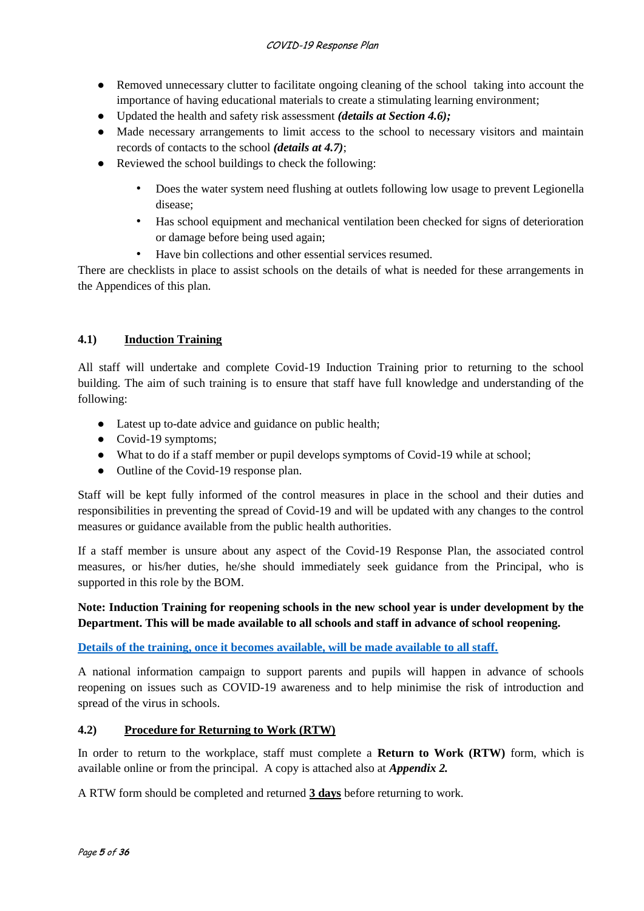- Removed unnecessary clutter to facilitate ongoing cleaning of the school taking into account the importance of having educational materials to create a stimulating learning environment;
- Updated the health and safety risk assessment ***(details at Section 4.6);***
- Made necessary arrangements to limit access to the school to necessary visitors and maintain records of contacts to the school ***(details at 4.7)***;
- Reviewed the school buildings to check the following:
    - Does the water system need flushing at outlets following low usage to prevent Legionella disease;
    - Has school equipment and mechanical ventilation been checked for signs of deterioration or damage before being used again;
    - Have bin collections and other essential services resumed.

There are checklists in place to assist schools on the details of what is needed for these arrangements in the Appendices of this plan.

### 4.1) <u>Induction Training</u>

All staff will undertake and complete Covid-19 Induction Training prior to returning to the school building. The aim of such training is to ensure that staff have full knowledge and understanding of the following:

- Latest up to-date advice and guidance on public health;
- Covid-19 symptoms;
- What to do if a staff member or pupil develops symptoms of Covid-19 while at school;
- Outline of the Covid-19 response plan.

Staff will be kept fully informed of the control measures in place in the school and their duties and responsibilities in preventing the spread of Covid-19 and will be updated with any changes to the control measures or guidance available from the public health authorities.

If a staff member is unsure about any aspect of the Covid-19 Response Plan, the associated control measures, or his/her duties, he/she should immediately seek guidance from the Principal, who is supported in this role by the BOM.

**Note: Induction Training for reopening schools in the new school year is under development by the Department. This will be made available to all schools and staff in advance of school reopening.**

<u>Details of the training, once it becomes available, will be made available to all staff.</u>

A national information campaign to support parents and pupils will happen in advance of schools reopening on issues such as COVID-19 awareness and to help minimise the risk of introduction and spread of the virus in schools.

### 4.2) <u>Procedure for Returning to Work (RTW)</u>

In order to return to the workplace, staff must complete a **Return to Work (RTW)** form, which is available online or from the principal. A copy is attached also at ***Appendix 2.***

A RTW form should be completed and returned **<u>3 days</u>** before returning to work.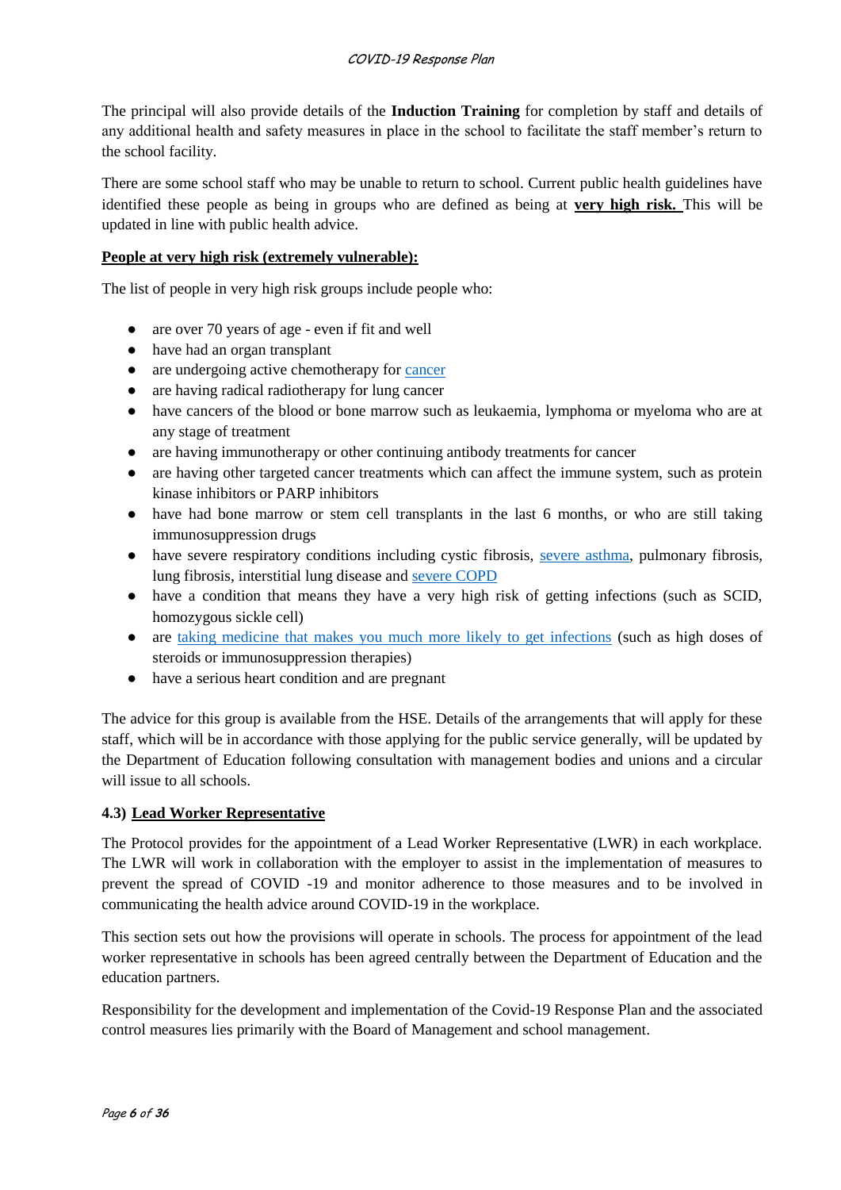The principal will also provide details of the **Induction Training** for completion by staff and details of any additional health and safety measures in place in the school to facilitate the staff member's return to the school facility.

There are some school staff who may be unable to return to school. Current public health guidelines have identified these people as being in groups who are defined as being at **very high risk.** This will be updated in line with public health advice.

**People at very high risk (extremely vulnerable):**

The list of people in very high risk groups include people who:

- are over 70 years of age - even if fit and well
- have had an organ transplant
- are undergoing active chemotherapy for cancer
- are having radical radiotherapy for lung cancer
- have cancers of the blood or bone marrow such as leukaemia, lymphoma or myeloma who are at any stage of treatment
- are having immunotherapy or other continuing antibody treatments for cancer
- are having other targeted cancer treatments which can affect the immune system, such as protein kinase inhibitors or PARP inhibitors
- have had bone marrow or stem cell transplants in the last 6 months, or who are still taking immunosuppression drugs
- have severe respiratory conditions including cystic fibrosis, severe asthma, pulmonary fibrosis, lung fibrosis, interstitial lung disease and severe COPD
- have a condition that means they have a very high risk of getting infections (such as SCID, homozygous sickle cell)
- are taking medicine that makes you much more likely to get infections (such as high doses of steroids or immunosuppression therapies)
- have a serious heart condition and are pregnant

The advice for this group is available from the HSE. Details of the arrangements that will apply for these staff, which will be in accordance with those applying for the public service generally, will be updated by the Department of Education following consultation with management bodies and unions and a circular will issue to all schools.

### 4.3) Lead Worker Representative

The Protocol provides for the appointment of a Lead Worker Representative (LWR) in each workplace. The LWR will work in collaboration with the employer to assist in the implementation of measures to prevent the spread of COVID -19 and monitor adherence to those measures and to be involved in communicating the health advice around COVID-19 in the workplace.

This section sets out how the provisions will operate in schools. The process for appointment of the lead worker representative in schools has been agreed centrally between the Department of Education and the education partners.

Responsibility for the development and implementation of the Covid-19 Response Plan and the associated control measures lies primarily with the Board of Management and school management.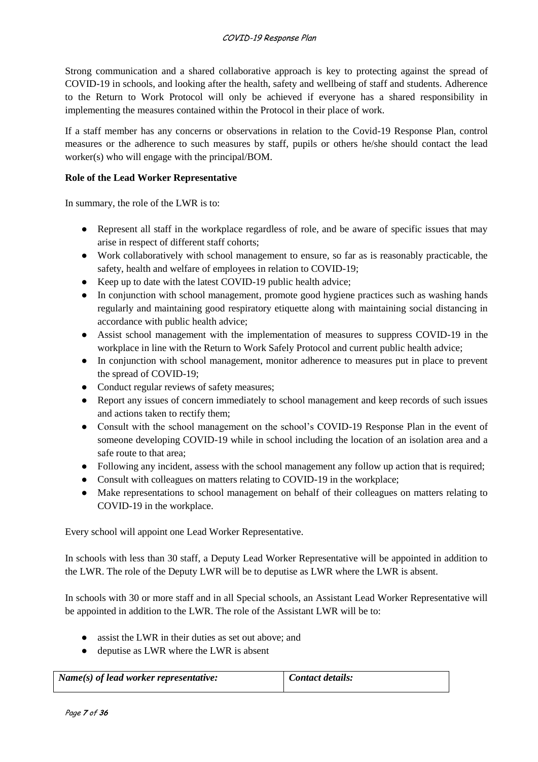Strong communication and a shared collaborative approach is key to protecting against the spread of COVID-19 in schools, and looking after the health, safety and wellbeing of staff and students. Adherence to the Return to Work Protocol will only be achieved if everyone has a shared responsibility in implementing the measures contained within the Protocol in their place of work.

If a staff member has any concerns or observations in relation to the Covid-19 Response Plan, control measures or the adherence to such measures by staff, pupils or others he/she should contact the lead worker(s) who will engage with the principal/BOM.

**Role of the Lead Worker Representative**

In summary, the role of the LWR is to:

- Represent all staff in the workplace regardless of role, and be aware of specific issues that may arise in respect of different staff cohorts;
- Work collaboratively with school management to ensure, so far as is reasonably practicable, the safety, health and welfare of employees in relation to COVID-19;
- Keep up to date with the latest COVID-19 public health advice;
- In conjunction with school management, promote good hygiene practices such as washing hands regularly and maintaining good respiratory etiquette along with maintaining social distancing in accordance with public health advice;
- Assist school management with the implementation of measures to suppress COVID-19 in the workplace in line with the Return to Work Safely Protocol and current public health advice;
- In conjunction with school management, monitor adherence to measures put in place to prevent the spread of COVID-19;
- Conduct regular reviews of safety measures;
- Report any issues of concern immediately to school management and keep records of such issues and actions taken to rectify them;
- Consult with the school management on the school's COVID-19 Response Plan in the event of someone developing COVID-19 while in school including the location of an isolation area and a safe route to that area;
- Following any incident, assess with the school management any follow up action that is required;
- Consult with colleagues on matters relating to COVID-19 in the workplace;
- Make representations to school management on behalf of their colleagues on matters relating to COVID-19 in the workplace.

Every school will appoint one Lead Worker Representative.

In schools with less than 30 staff, a Deputy Lead Worker Representative will be appointed in addition to the LWR. The role of the Deputy LWR will be to deputise as LWR where the LWR is absent.

In schools with 30 or more staff and in all Special schools, an Assistant Lead Worker Representative will be appointed in addition to the LWR. The role of the Assistant LWR will be to:

- assist the LWR in their duties as set out above; and
- deputise as LWR where the LWR is absent

| *Name(s) of lead worker representative:* | *Contact details:* |
|---|---|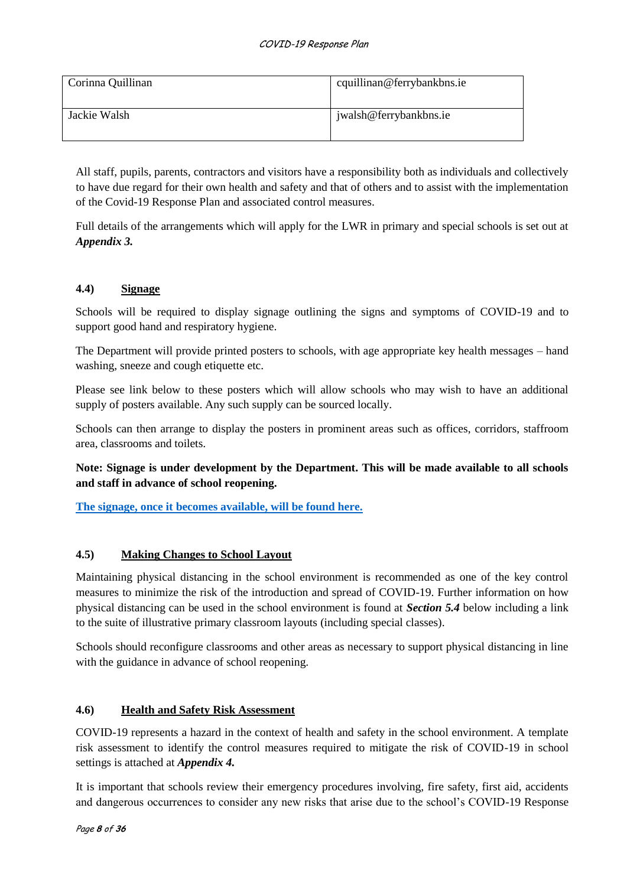| Corinna Quillinan | cquillinan@ferrybankbns.ie |
| --- | --- |
| Jackie Walsh | jwalsh@ferrybankbns.ie |

All staff, pupils, parents, contractors and visitors have a responsibility both as individuals and collectively to have due regard for their own health and safety and that of others and to assist with the implementation of the Covid-19 Response Plan and associated control measures.

Full details of the arrangements which will apply for the LWR in primary and special schools is set out at ***Appendix 3.***

### 4.4) Signage

Schools will be required to display signage outlining the signs and symptoms of COVID-19 and to support good hand and respiratory hygiene.

The Department will provide printed posters to schools, with age appropriate key health messages – hand washing, sneeze and cough etiquette etc.

Please see link below to these posters which will allow schools who may wish to have an additional supply of posters available. Any such supply can be sourced locally.

Schools can then arrange to display the posters in prominent areas such as offices, corridors, staffroom area, classrooms and toilets.

**Note: Signage is under development by the Department. This will be made available to all schools and staff in advance of school reopening.**

**The signage, once it becomes available, will be found here.**

### 4.5) Making Changes to School Layout

Maintaining physical distancing in the school environment is recommended as one of the key control measures to minimize the risk of the introduction and spread of COVID-19. Further information on how physical distancing can be used in the school environment is found at ***Section 5.4*** below including a link to the suite of illustrative primary classroom layouts (including special classes).

Schools should reconfigure classrooms and other areas as necessary to support physical distancing in line with the guidance in advance of school reopening.

### 4.6) Health and Safety Risk Assessment

COVID-19 represents a hazard in the context of health and safety in the school environment. A template risk assessment to identify the control measures required to mitigate the risk of COVID-19 in school settings is attached at ***Appendix 4.***

It is important that schools review their emergency procedures involving, fire safety, first aid, accidents and dangerous occurrences to consider any new risks that arise due to the school's COVID-19 Response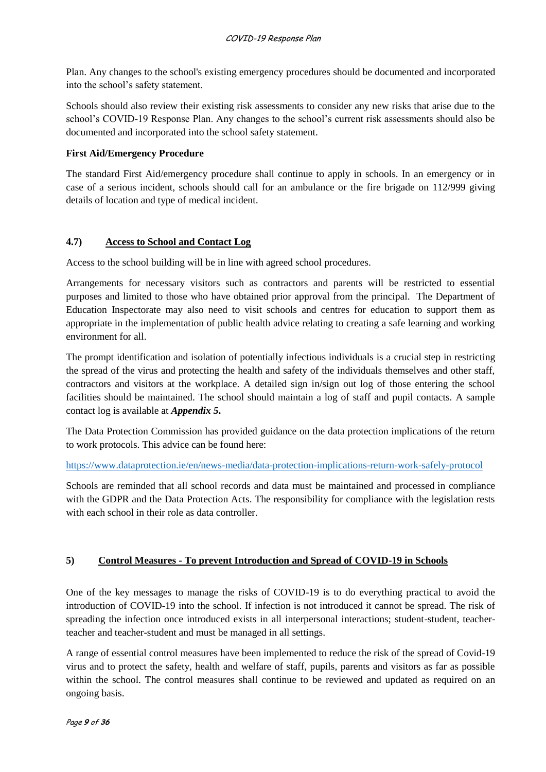Plan. Any changes to the school's existing emergency procedures should be documented and incorporated into the school's safety statement.

Schools should also review their existing risk assessments to consider any new risks that arise due to the school's COVID-19 Response Plan. Any changes to the school's current risk assessments should also be documented and incorporated into the school safety statement.

**First Aid/Emergency Procedure**

The standard First Aid/emergency procedure shall continue to apply in schools. In an emergency or in case of a serious incident, schools should call for an ambulance or the fire brigade on 112/999 giving details of location and type of medical incident.

## 4.7) Access to School and Contact Log

Access to the school building will be in line with agreed school procedures.

Arrangements for necessary visitors such as contractors and parents will be restricted to essential purposes and limited to those who have obtained prior approval from the principal. The Department of Education Inspectorate may also need to visit schools and centres for education to support them as appropriate in the implementation of public health advice relating to creating a safe learning and working environment for all.

The prompt identification and isolation of potentially infectious individuals is a crucial step in restricting the spread of the virus and protecting the health and safety of the individuals themselves and other staff, contractors and visitors at the workplace. A detailed sign in/sign out log of those entering the school facilities should be maintained. The school should maintain a log of staff and pupil contacts. A sample contact log is available at ***Appendix 5.***

The Data Protection Commission has provided guidance on the data protection implications of the return to work protocols. This advice can be found here:

https://www.dataprotection.ie/en/news-media/data-protection-implications-return-work-safely-protocol

Schools are reminded that all school records and data must be maintained and processed in compliance with the GDPR and the Data Protection Acts. The responsibility for compliance with the legislation rests with each school in their role as data controller.

## 5) Control Measures - To prevent Introduction and Spread of COVID-19 in Schools

One of the key messages to manage the risks of COVID-19 is to do everything practical to avoid the introduction of COVID-19 into the school. If infection is not introduced it cannot be spread. The risk of spreading the infection once introduced exists in all interpersonal interactions; student-student, teacher-teacher and teacher-student and must be managed in all settings.

A range of essential control measures have been implemented to reduce the risk of the spread of Covid-19 virus and to protect the safety, health and welfare of staff, pupils, parents and visitors as far as possible within the school. The control measures shall continue to be reviewed and updated as required on an ongoing basis.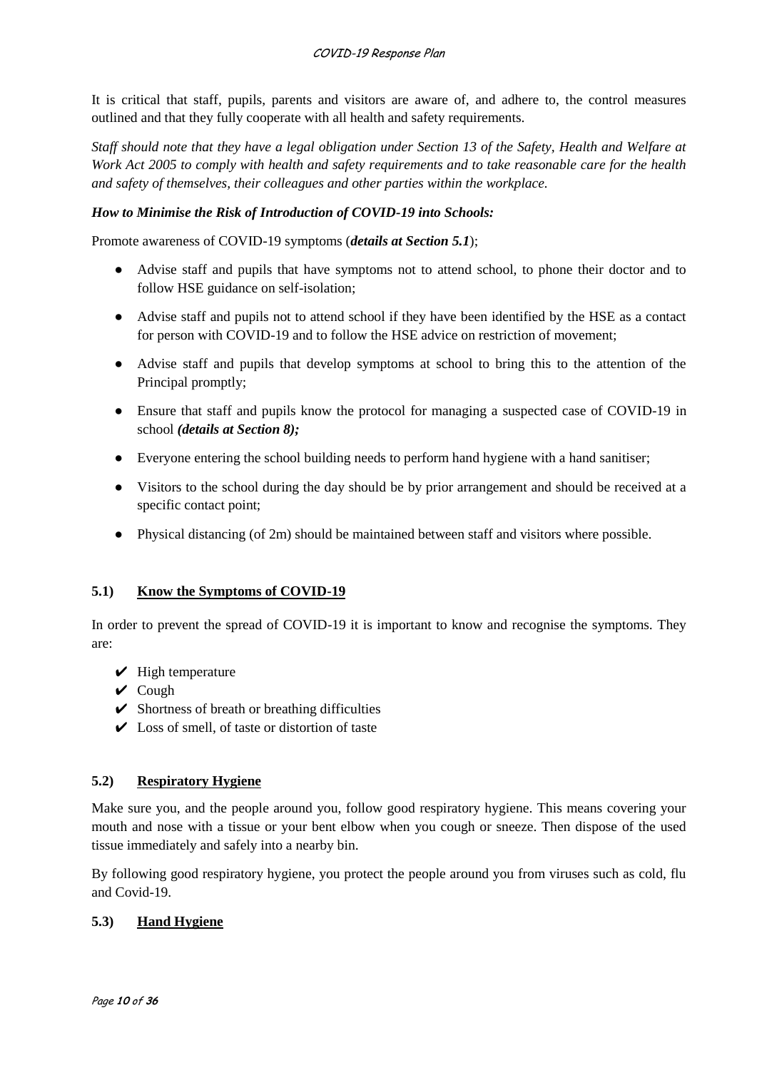It is critical that staff, pupils, parents and visitors are aware of, and adhere to, the control measures outlined and that they fully cooperate with all health and safety requirements.

*Staff should note that they have a legal obligation under Section 13 of the Safety, Health and Welfare at Work Act 2005 to comply with health and safety requirements and to take reasonable care for the health and safety of themselves, their colleagues and other parties within the workplace.*

***How to Minimise the Risk of Introduction of COVID-19 into Schools:***

Promote awareness of COVID-19 symptoms (***details at Section 5.1***);

- Advise staff and pupils that have symptoms not to attend school, to phone their doctor and to follow HSE guidance on self-isolation;
- Advise staff and pupils not to attend school if they have been identified by the HSE as a contact for person with COVID-19 and to follow the HSE advice on restriction of movement;
- Advise staff and pupils that develop symptoms at school to bring this to the attention of the Principal promptly;
- Ensure that staff and pupils know the protocol for managing a suspected case of COVID-19 in school ***(details at Section 8);***
- Everyone entering the school building needs to perform hand hygiene with a hand sanitiser;
- Visitors to the school during the day should be by prior arrangement and should be received at a specific contact point;
- Physical distancing (of 2m) should be maintained between staff and visitors where possible.

## 5.1) Know the Symptoms of COVID-19

In order to prevent the spread of COVID-19 it is important to know and recognise the symptoms. They are:

- ✔ High temperature
- ✔ Cough
- ✔ Shortness of breath or breathing difficulties
- ✔ Loss of smell, of taste or distortion of taste

## 5.2) Respiratory Hygiene

Make sure you, and the people around you, follow good respiratory hygiene. This means covering your mouth and nose with a tissue or your bent elbow when you cough or sneeze. Then dispose of the used tissue immediately and safely into a nearby bin.

By following good respiratory hygiene, you protect the people around you from viruses such as cold, flu and Covid-19.

## 5.3) Hand Hygiene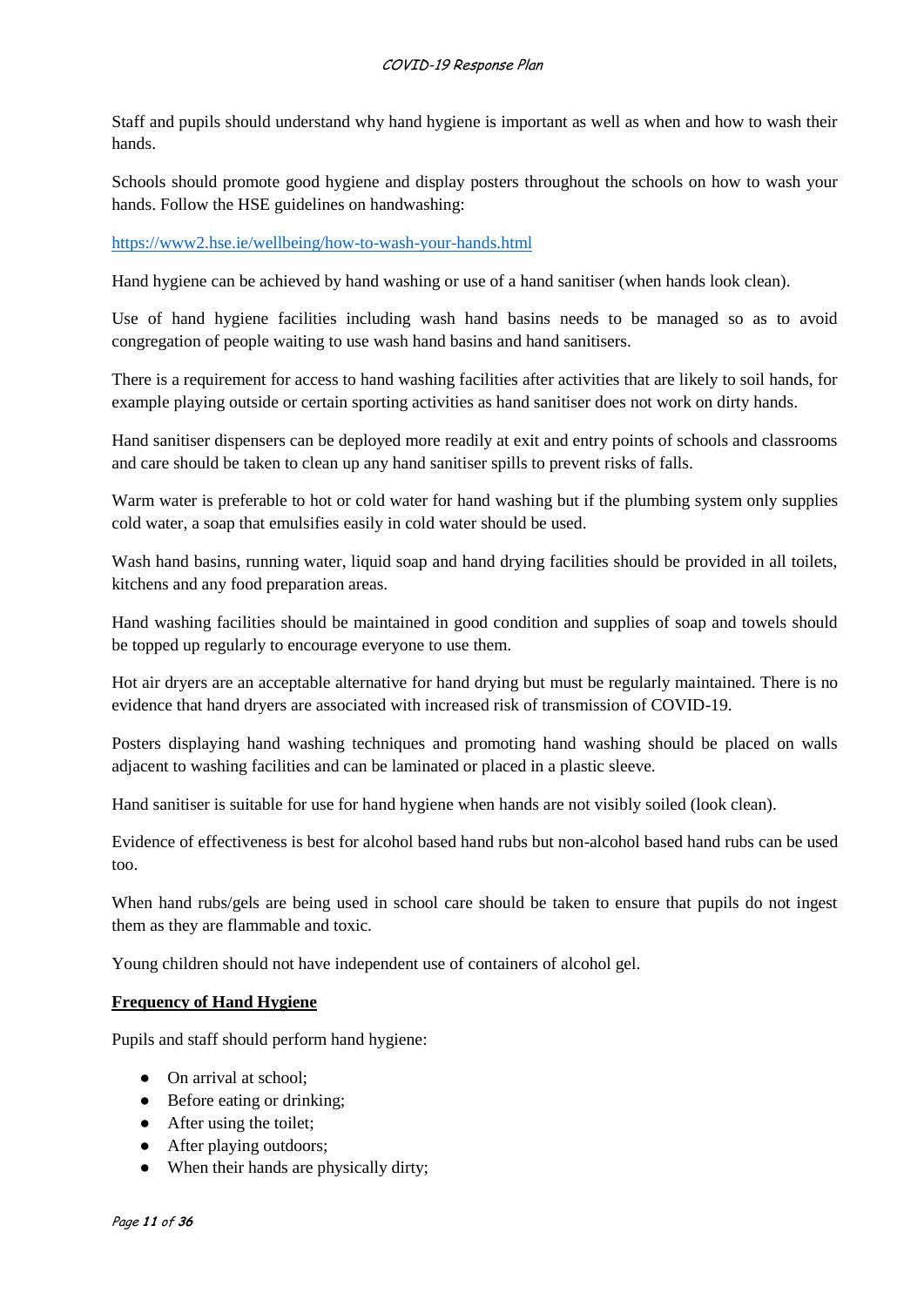Staff and pupils should understand why hand hygiene is important as well as when and how to wash their hands.

Schools should promote good hygiene and display posters throughout the schools on how to wash your hands. Follow the HSE guidelines on handwashing:

[https://www2.hse.ie/wellbeing/how-to-wash-your-hands.html](https://www2.hse.ie/wellbeing/how-to-wash-your-hands.html)

Hand hygiene can be achieved by hand washing or use of a hand sanitiser (when hands look clean).

Use of hand hygiene facilities including wash hand basins needs to be managed so as to avoid congregation of people waiting to use wash hand basins and hand sanitisers.

There is a requirement for access to hand washing facilities after activities that are likely to soil hands, for example playing outside or certain sporting activities as hand sanitiser does not work on dirty hands.

Hand sanitiser dispensers can be deployed more readily at exit and entry points of schools and classrooms and care should be taken to clean up any hand sanitiser spills to prevent risks of falls.

Warm water is preferable to hot or cold water for hand washing but if the plumbing system only supplies cold water, a soap that emulsifies easily in cold water should be used.

Wash hand basins, running water, liquid soap and hand drying facilities should be provided in all toilets, kitchens and any food preparation areas.

Hand washing facilities should be maintained in good condition and supplies of soap and towels should be topped up regularly to encourage everyone to use them.

Hot air dryers are an acceptable alternative for hand drying but must be regularly maintained. There is no evidence that hand dryers are associated with increased risk of transmission of COVID-19.

Posters displaying hand washing techniques and promoting hand washing should be placed on walls adjacent to washing facilities and can be laminated or placed in a plastic sleeve.

Hand sanitiser is suitable for use for hand hygiene when hands are not visibly soiled (look clean).

Evidence of effectiveness is best for alcohol based hand rubs but non-alcohol based hand rubs can be used too.

When hand rubs/gels are being used in school care should be taken to ensure that pupils do not ingest them as they are flammable and toxic.

Young children should not have independent use of containers of alcohol gel.

**<u>Frequency of Hand Hygiene</u>**

Pupils and staff should perform hand hygiene:

- On arrival at school;
- Before eating or drinking;
- After using the toilet;
- After playing outdoors;
- When their hands are physically dirty;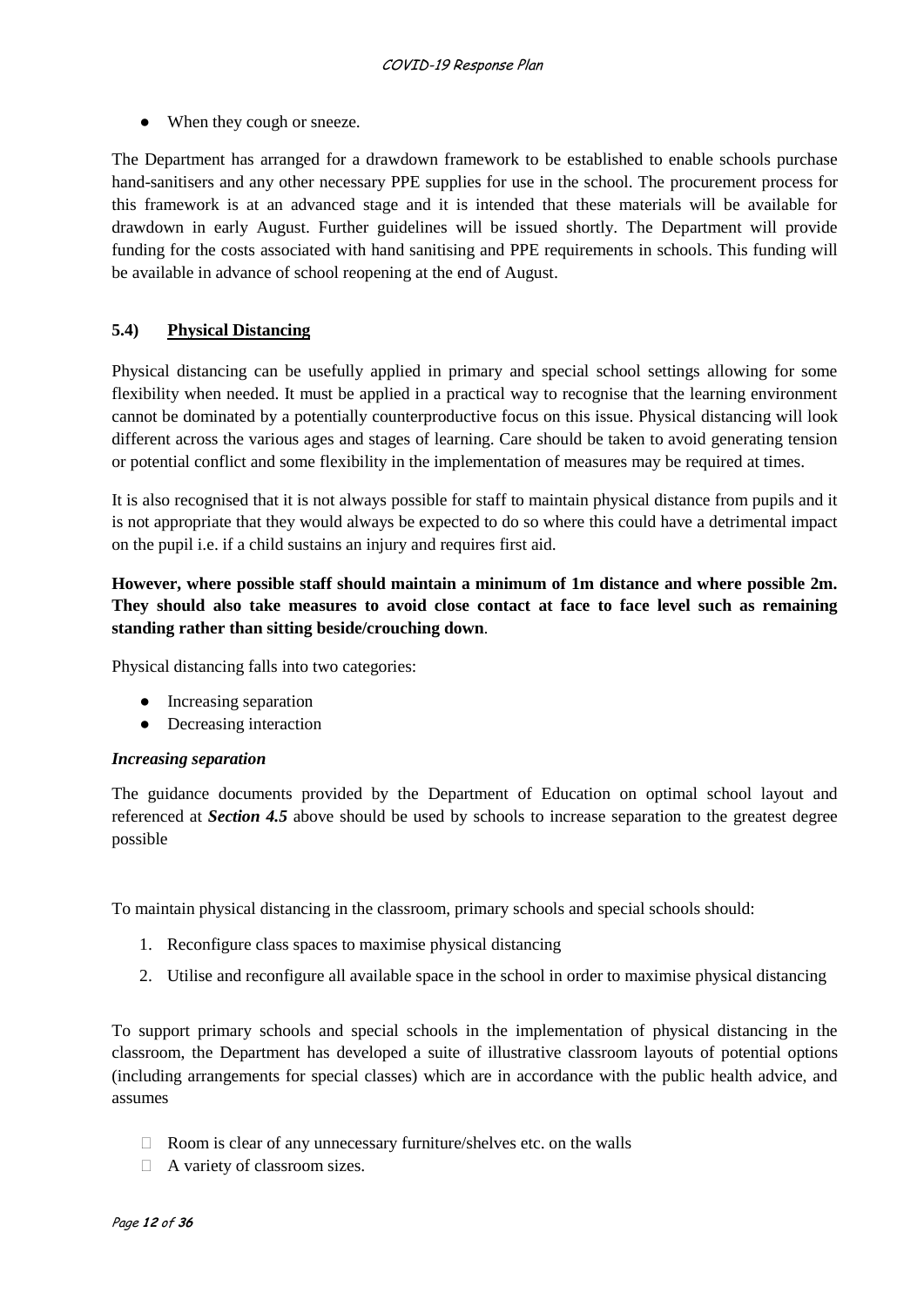- When they cough or sneeze.

The Department has arranged for a drawdown framework to be established to enable schools purchase hand-sanitisers and any other necessary PPE supplies for use in the school. The procurement process for this framework is at an advanced stage and it is intended that these materials will be available for drawdown in early August. Further guidelines will be issued shortly. The Department will provide funding for the costs associated with hand sanitising and PPE requirements in schools. This funding will be available in advance of school reopening at the end of August.

## 5.4) Physical Distancing

Physical distancing can be usefully applied in primary and special school settings allowing for some flexibility when needed. It must be applied in a practical way to recognise that the learning environment cannot be dominated by a potentially counterproductive focus on this issue. Physical distancing will look different across the various ages and stages of learning. Care should be taken to avoid generating tension or potential conflict and some flexibility in the implementation of measures may be required at times.

It is also recognised that it is not always possible for staff to maintain physical distance from pupils and it is not appropriate that they would always be expected to do so where this could have a detrimental impact on the pupil i.e. if a child sustains an injury and requires first aid.

**However, where possible staff should maintain a minimum of 1m distance and where possible 2m. They should also take measures to avoid close contact at face to face level such as remaining standing rather than sitting beside/crouching down**.

Physical distancing falls into two categories:

- Increasing separation
- Decreasing interaction

***Increasing separation***

The guidance documents provided by the Department of Education on optimal school layout and referenced at ***Section 4.5*** above should be used by schools to increase separation to the greatest degree possible

To maintain physical distancing in the classroom, primary schools and special schools should:

1. Reconfigure class spaces to maximise physical distancing
2. Utilise and reconfigure all available space in the school in order to maximise physical distancing

To support primary schools and special schools in the implementation of physical distancing in the classroom, the Department has developed a suite of illustrative classroom layouts of potential options (including arrangements for special classes) which are in accordance with the public health advice, and assumes

- Room is clear of any unnecessary furniture/shelves etc. on the walls
- A variety of classroom sizes.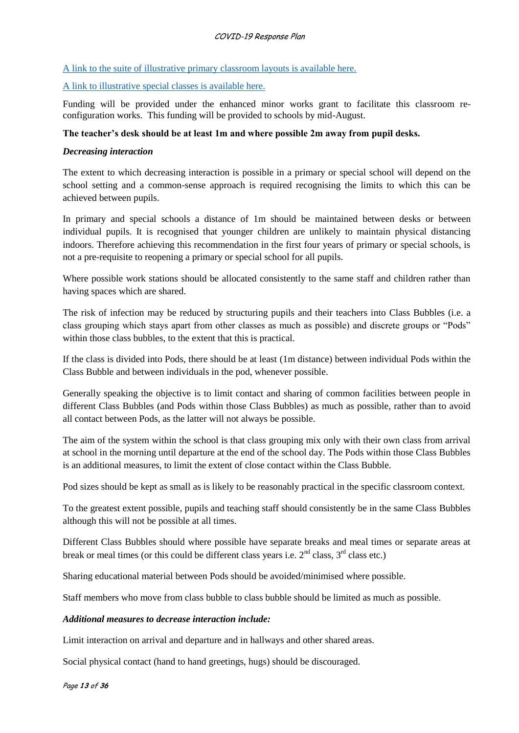[A link to the suite of illustrative primary classroom layouts is available here.]

[A link to illustrative special classes is available here.]

Funding will be provided under the enhanced minor works grant to facilitate this classroom re-configuration works. This funding will be provided to schools by mid-August.

**The teacher's desk should be at least 1m and where possible 2m away from pupil desks.**

***Decreasing interaction***

The extent to which decreasing interaction is possible in a primary or special school will depend on the school setting and a common-sense approach is required recognising the limits to which this can be achieved between pupils.

In primary and special schools a distance of 1m should be maintained between desks or between individual pupils. It is recognised that younger children are unlikely to maintain physical distancing indoors. Therefore achieving this recommendation in the first four years of primary or special schools, is not a pre-requisite to reopening a primary or special school for all pupils.

Where possible work stations should be allocated consistently to the same staff and children rather than having spaces which are shared.

The risk of infection may be reduced by structuring pupils and their teachers into Class Bubbles (i.e. a class grouping which stays apart from other classes as much as possible) and discrete groups or "Pods" within those class bubbles, to the extent that this is practical.

If the class is divided into Pods, there should be at least (1m distance) between individual Pods within the Class Bubble and between individuals in the pod, whenever possible.

Generally speaking the objective is to limit contact and sharing of common facilities between people in different Class Bubbles (and Pods within those Class Bubbles) as much as possible, rather than to avoid all contact between Pods, as the latter will not always be possible.

The aim of the system within the school is that class grouping mix only with their own class from arrival at school in the morning until departure at the end of the school day. The Pods within those Class Bubbles is an additional measures, to limit the extent of close contact within the Class Bubble.

Pod sizes should be kept as small as is likely to be reasonably practical in the specific classroom context.

To the greatest extent possible, pupils and teaching staff should consistently be in the same Class Bubbles although this will not be possible at all times.

Different Class Bubbles should where possible have separate breaks and meal times or separate areas at break or meal times (or this could be different class years i.e. 2nd class, 3rd class etc.)

Sharing educational material between Pods should be avoided/minimised where possible.

Staff members who move from class bubble to class bubble should be limited as much as possible.

***Additional measures to decrease interaction include:***

Limit interaction on arrival and departure and in hallways and other shared areas.

Social physical contact (hand to hand greetings, hugs) should be discouraged.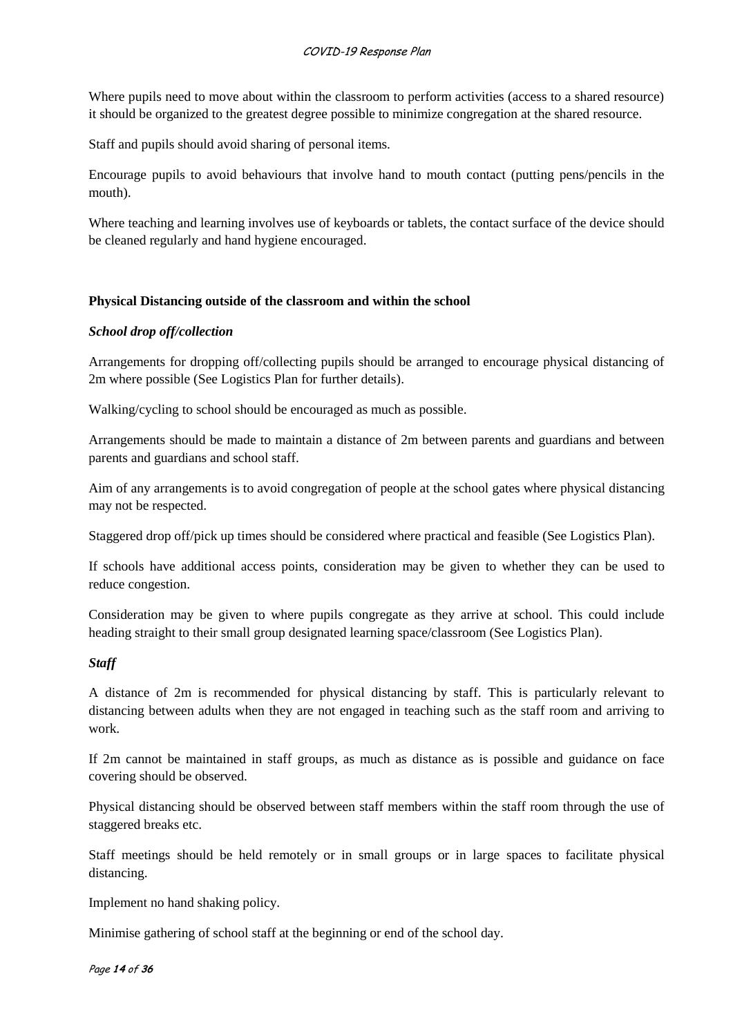Where pupils need to move about within the classroom to perform activities (access to a shared resource) it should be organized to the greatest degree possible to minimize congregation at the shared resource.

Staff and pupils should avoid sharing of personal items.

Encourage pupils to avoid behaviours that involve hand to mouth contact (putting pens/pencils in the mouth).

Where teaching and learning involves use of keyboards or tablets, the contact surface of the device should be cleaned regularly and hand hygiene encouraged.

**Physical Distancing outside of the classroom and within the school**

***School drop off/collection***

Arrangements for dropping off/collecting pupils should be arranged to encourage physical distancing of 2m where possible (See Logistics Plan for further details).

Walking/cycling to school should be encouraged as much as possible.

Arrangements should be made to maintain a distance of 2m between parents and guardians and between parents and guardians and school staff.

Aim of any arrangements is to avoid congregation of people at the school gates where physical distancing may not be respected.

Staggered drop off/pick up times should be considered where practical and feasible (See Logistics Plan).

If schools have additional access points, consideration may be given to whether they can be used to reduce congestion.

Consideration may be given to where pupils congregate as they arrive at school. This could include heading straight to their small group designated learning space/classroom (See Logistics Plan).

***Staff***

A distance of 2m is recommended for physical distancing by staff. This is particularly relevant to distancing between adults when they are not engaged in teaching such as the staff room and arriving to work.

If 2m cannot be maintained in staff groups, as much as distance as is possible and guidance on face covering should be observed.

Physical distancing should be observed between staff members within the staff room through the use of staggered breaks etc.

Staff meetings should be held remotely or in small groups or in large spaces to facilitate physical distancing.

Implement no hand shaking policy.

Minimise gathering of school staff at the beginning or end of the school day.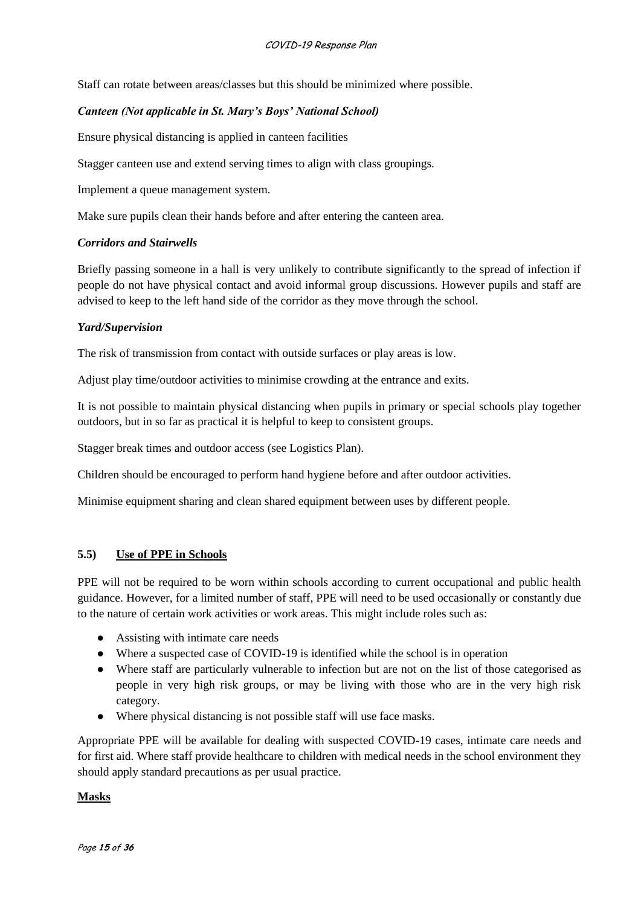Staff can rotate between areas/classes but this should be minimized where possible.

***Canteen (Not applicable in St. Mary's Boys' National School)***

Ensure physical distancing is applied in canteen facilities

Stagger canteen use and extend serving times to align with class groupings.

Implement a queue management system.

Make sure pupils clean their hands before and after entering the canteen area.

***Corridors and Stairwells***

Briefly passing someone in a hall is very unlikely to contribute significantly to the spread of infection if people do not have physical contact and avoid informal group discussions. However pupils and staff are advised to keep to the left hand side of the corridor as they move through the school.

***Yard/Supervision***

The risk of transmission from contact with outside surfaces or play areas is low.

Adjust play time/outdoor activities to minimise crowding at the entrance and exits.

It is not possible to maintain physical distancing when pupils in primary or special schools play together outdoors, but in so far as practical it is helpful to keep to consistent groups.

Stagger break times and outdoor access (see Logistics Plan).

Children should be encouraged to perform hand hygiene before and after outdoor activities.

Minimise equipment sharing and clean shared equipment between uses by different people.

## 5.5) Use of PPE in Schools

PPE will not be required to be worn within schools according to current occupational and public health guidance. However, for a limited number of staff, PPE will need to be used occasionally or constantly due to the nature of certain work activities or work areas. This might include roles such as:

- Assisting with intimate care needs
- Where a suspected case of COVID-19 is identified while the school is in operation
- Where staff are particularly vulnerable to infection but are not on the list of those categorised as people in very high risk groups, or may be living with those who are in the very high risk category.
- Where physical distancing is not possible staff will use face masks.

Appropriate PPE will be available for dealing with suspected COVID-19 cases, intimate care needs and for first aid. Where staff provide healthcare to children with medical needs in the school environment they should apply standard precautions as per usual practice.

**Masks**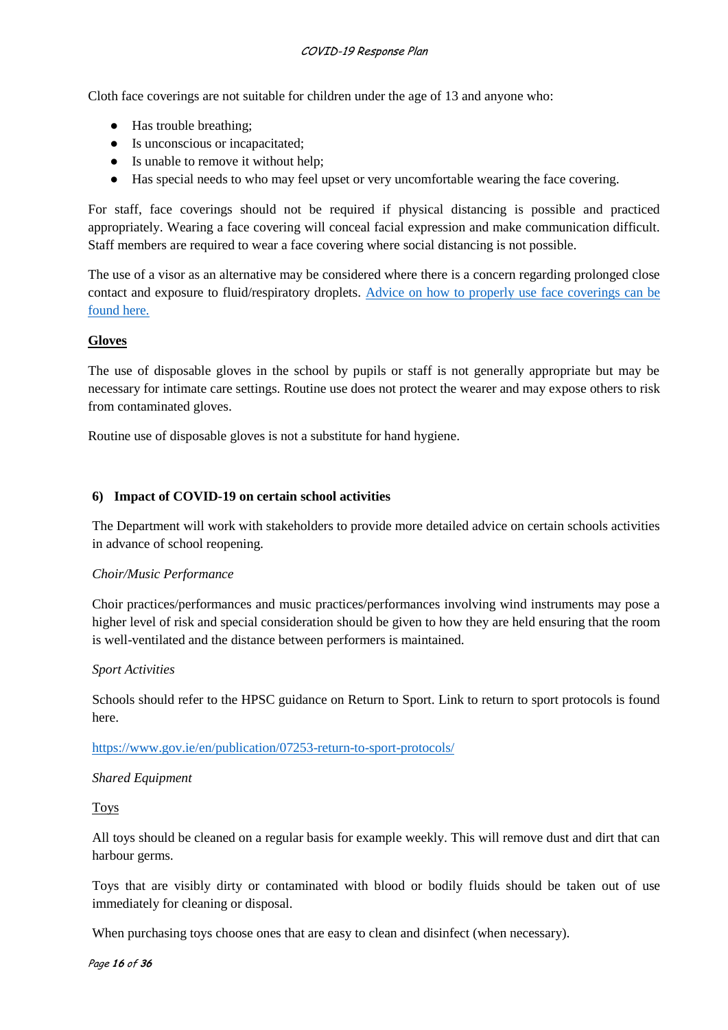Cloth face coverings are not suitable for children under the age of 13 and anyone who:

- Has trouble breathing;
- Is unconscious or incapacitated;
- Is unable to remove it without help;
- Has special needs to who may feel upset or very uncomfortable wearing the face covering.

For staff, face coverings should not be required if physical distancing is possible and practiced appropriately. Wearing a face covering will conceal facial expression and make communication difficult. Staff members are required to wear a face covering where social distancing is not possible.

The use of a visor as an alternative may be considered where there is a concern regarding prolonged close contact and exposure to fluid/respiratory droplets. Advice on how to properly use face coverings can be found here.

**Gloves**

The use of disposable gloves in the school by pupils or staff is not generally appropriate but may be necessary for intimate care settings. Routine use does not protect the wearer and may expose others to risk from contaminated gloves.

Routine use of disposable gloves is not a substitute for hand hygiene.

## 6) Impact of COVID-19 on certain school activities

The Department will work with stakeholders to provide more detailed advice on certain schools activities in advance of school reopening.

*Choir/Music Performance*

Choir practices/performances and music practices/performances involving wind instruments may pose a higher level of risk and special consideration should be given to how they are held ensuring that the room is well-ventilated and the distance between performers is maintained.

*Sport Activities*

Schools should refer to the HPSC guidance on Return to Sport. Link to return to sport protocols is found here.

https://www.gov.ie/en/publication/07253-return-to-sport-protocols/

*Shared Equipment*

Toys

All toys should be cleaned on a regular basis for example weekly. This will remove dust and dirt that can harbour germs.

Toys that are visibly dirty or contaminated with blood or bodily fluids should be taken out of use immediately for cleaning or disposal.

When purchasing toys choose ones that are easy to clean and disinfect (when necessary).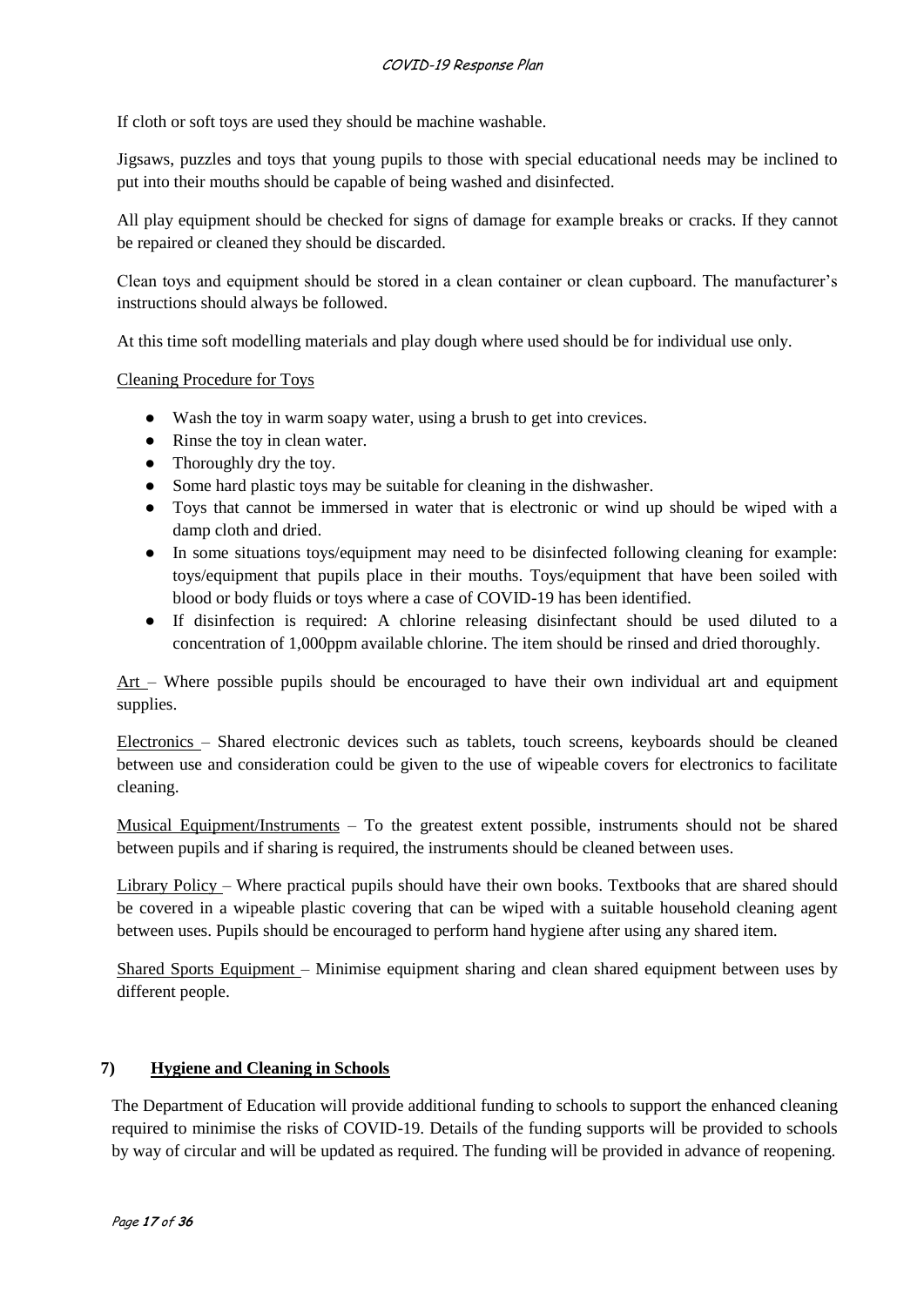If cloth or soft toys are used they should be machine washable.

Jigsaws, puzzles and toys that young pupils to those with special educational needs may be inclined to put into their mouths should be capable of being washed and disinfected.

All play equipment should be checked for signs of damage for example breaks or cracks. If they cannot be repaired or cleaned they should be discarded.

Clean toys and equipment should be stored in a clean container or clean cupboard. The manufacturer's instructions should always be followed.

At this time soft modelling materials and play dough where used should be for individual use only.

Cleaning Procedure for Toys

- Wash the toy in warm soapy water, using a brush to get into crevices.
- Rinse the toy in clean water.
- Thoroughly dry the toy.
- Some hard plastic toys may be suitable for cleaning in the dishwasher.
- Toys that cannot be immersed in water that is electronic or wind up should be wiped with a damp cloth and dried.
- In some situations toys/equipment may need to be disinfected following cleaning for example: toys/equipment that pupils place in their mouths. Toys/equipment that have been soiled with blood or body fluids or toys where a case of COVID-19 has been identified.
- If disinfection is required: A chlorine releasing disinfectant should be used diluted to a concentration of 1,000ppm available chlorine. The item should be rinsed and dried thoroughly.

Art – Where possible pupils should be encouraged to have their own individual art and equipment supplies.

Electronics – Shared electronic devices such as tablets, touch screens, keyboards should be cleaned between use and consideration could be given to the use of wipeable covers for electronics to facilitate cleaning.

Musical Equipment/Instruments – To the greatest extent possible, instruments should not be shared between pupils and if sharing is required, the instruments should be cleaned between uses.

Library Policy – Where practical pupils should have their own books. Textbooks that are shared should be covered in a wipeable plastic covering that can be wiped with a suitable household cleaning agent between uses. Pupils should be encouraged to perform hand hygiene after using any shared item.

Shared Sports Equipment – Minimise equipment sharing and clean shared equipment between uses by different people.

## 7) Hygiene and Cleaning in Schools

The Department of Education will provide additional funding to schools to support the enhanced cleaning required to minimise the risks of COVID-19. Details of the funding supports will be provided to schools by way of circular and will be updated as required. The funding will be provided in advance of reopening.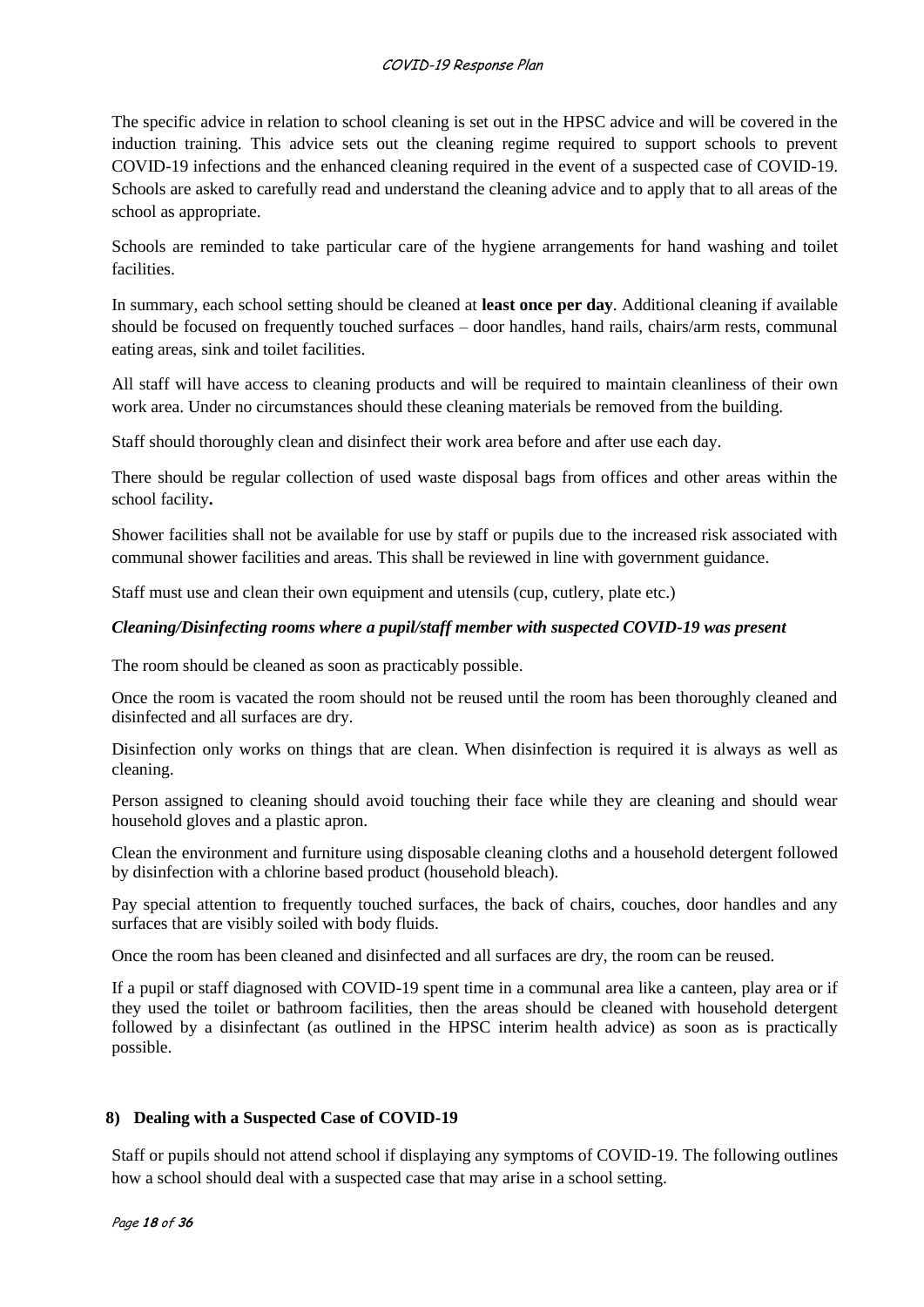The specific advice in relation to school cleaning is set out in the HPSC advice and will be covered in the induction training. This advice sets out the cleaning regime required to support schools to prevent COVID-19 infections and the enhanced cleaning required in the event of a suspected case of COVID-19. Schools are asked to carefully read and understand the cleaning advice and to apply that to all areas of the school as appropriate.

Schools are reminded to take particular care of the hygiene arrangements for hand washing and toilet facilities.

In summary, each school setting should be cleaned at **least once per day**. Additional cleaning if available should be focused on frequently touched surfaces – door handles, hand rails, chairs/arm rests, communal eating areas, sink and toilet facilities.

All staff will have access to cleaning products and will be required to maintain cleanliness of their own work area. Under no circumstances should these cleaning materials be removed from the building.

Staff should thoroughly clean and disinfect their work area before and after use each day.

There should be regular collection of used waste disposal bags from offices and other areas within the school facility**.**

Shower facilities shall not be available for use by staff or pupils due to the increased risk associated with communal shower facilities and areas. This shall be reviewed in line with government guidance.

Staff must use and clean their own equipment and utensils (cup, cutlery, plate etc.)

***Cleaning/Disinfecting rooms where a pupil/staff member with suspected COVID-19 was present***

The room should be cleaned as soon as practicably possible.

Once the room is vacated the room should not be reused until the room has been thoroughly cleaned and disinfected and all surfaces are dry.

Disinfection only works on things that are clean. When disinfection is required it is always as well as cleaning.

Person assigned to cleaning should avoid touching their face while they are cleaning and should wear household gloves and a plastic apron.

Clean the environment and furniture using disposable cleaning cloths and a household detergent followed by disinfection with a chlorine based product (household bleach).

Pay special attention to frequently touched surfaces, the back of chairs, couches, door handles and any surfaces that are visibly soiled with body fluids.

Once the room has been cleaned and disinfected and all surfaces are dry, the room can be reused.

If a pupil or staff diagnosed with COVID-19 spent time in a communal area like a canteen, play area or if they used the toilet or bathroom facilities, then the areas should be cleaned with household detergent followed by a disinfectant (as outlined in the HPSC interim health advice) as soon as is practically possible.

## 8) Dealing with a Suspected Case of COVID-19

Staff or pupils should not attend school if displaying any symptoms of COVID-19. The following outlines how a school should deal with a suspected case that may arise in a school setting.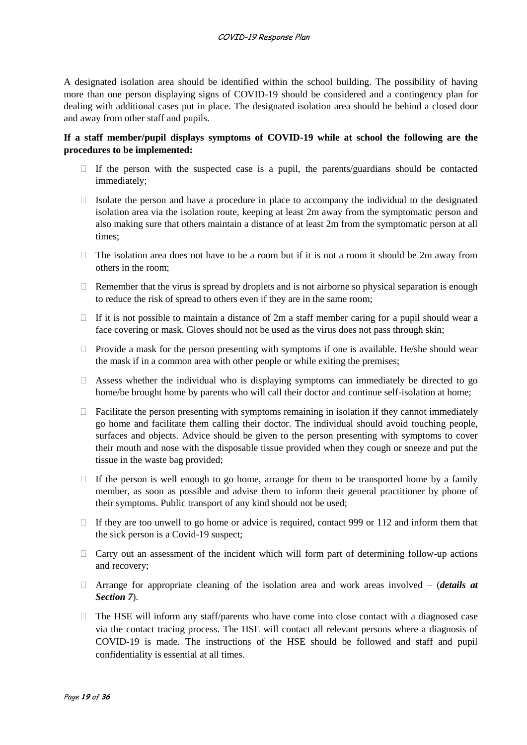A designated isolation area should be identified within the school building. The possibility of having more than one person displaying signs of COVID-19 should be considered and a contingency plan for dealing with additional cases put in place. The designated isolation area should be behind a closed door and away from other staff and pupils.

**If a staff member/pupil displays symptoms of COVID-19 while at school the following are the procedures to be implemented:**

- If the person with the suspected case is a pupil, the parents/guardians should be contacted immediately;
- Isolate the person and have a procedure in place to accompany the individual to the designated isolation area via the isolation route, keeping at least 2m away from the symptomatic person and also making sure that others maintain a distance of at least 2m from the symptomatic person at all times;
- The isolation area does not have to be a room but if it is not a room it should be 2m away from others in the room;
- Remember that the virus is spread by droplets and is not airborne so physical separation is enough to reduce the risk of spread to others even if they are in the same room;
- If it is not possible to maintain a distance of 2m a staff member caring for a pupil should wear a face covering or mask. Gloves should not be used as the virus does not pass through skin;
- Provide a mask for the person presenting with symptoms if one is available. He/she should wear the mask if in a common area with other people or while exiting the premises;
- Assess whether the individual who is displaying symptoms can immediately be directed to go home/be brought home by parents who will call their doctor and continue self-isolation at home;
- Facilitate the person presenting with symptoms remaining in isolation if they cannot immediately go home and facilitate them calling their doctor. The individual should avoid touching people, surfaces and objects. Advice should be given to the person presenting with symptoms to cover their mouth and nose with the disposable tissue provided when they cough or sneeze and put the tissue in the waste bag provided;
- If the person is well enough to go home, arrange for them to be transported home by a family member, as soon as possible and advise them to inform their general practitioner by phone of their symptoms. Public transport of any kind should not be used;
- If they are too unwell to go home or advice is required, contact 999 or 112 and inform them that the sick person is a Covid-19 suspect;
- Carry out an assessment of the incident which will form part of determining follow-up actions and recovery;
- Arrange for appropriate cleaning of the isolation area and work areas involved – (***details at Section 7***).
- The HSE will inform any staff/parents who have come into close contact with a diagnosed case via the contact tracing process. The HSE will contact all relevant persons where a diagnosis of COVID-19 is made. The instructions of the HSE should be followed and staff and pupil confidentiality is essential at all times.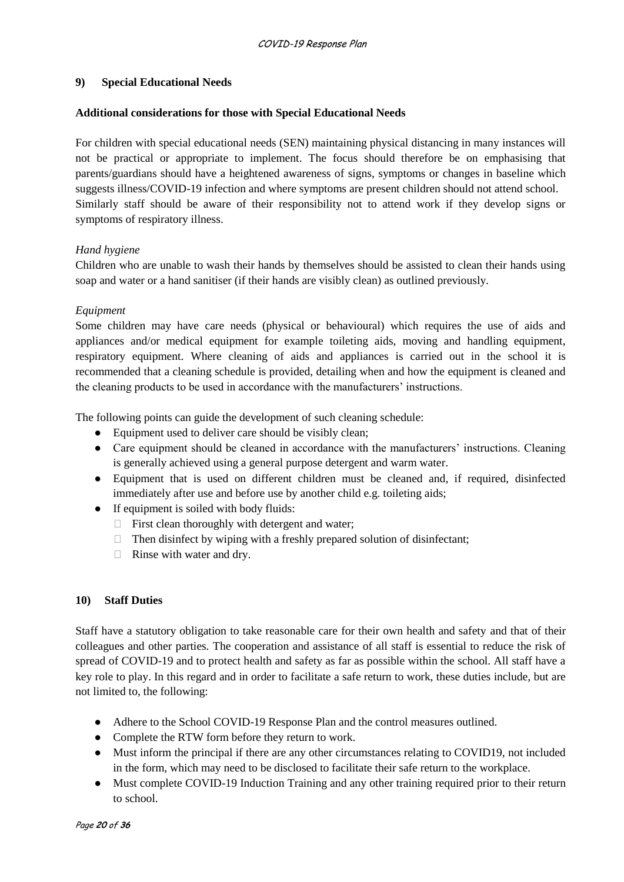## 9) Special Educational Needs

**Additional considerations for those with Special Educational Needs**

For children with special educational needs (SEN) maintaining physical distancing in many instances will not be practical or appropriate to implement. The focus should therefore be on emphasising that parents/guardians should have a heightened awareness of signs, symptoms or changes in baseline which suggests illness/COVID-19 infection and where symptoms are present children should not attend school. Similarly staff should be aware of their responsibility not to attend work if they develop signs or symptoms of respiratory illness.

*Hand hygiene*

Children who are unable to wash their hands by themselves should be assisted to clean their hands using soap and water or a hand sanitiser (if their hands are visibly clean) as outlined previously.

*Equipment*

Some children may have care needs (physical or behavioural) which requires the use of aids and appliances and/or medical equipment for example toileting aids, moving and handling equipment, respiratory equipment. Where cleaning of aids and appliances is carried out in the school it is recommended that a cleaning schedule is provided, detailing when and how the equipment is cleaned and the cleaning products to be used in accordance with the manufacturers' instructions.

The following points can guide the development of such cleaning schedule:

- Equipment used to deliver care should be visibly clean;
- Care equipment should be cleaned in accordance with the manufacturers' instructions. Cleaning is generally achieved using a general purpose detergent and warm water.
- Equipment that is used on different children must be cleaned and, if required, disinfected immediately after use and before use by another child e.g. toileting aids;
- If equipment is soiled with body fluids:
  - First clean thoroughly with detergent and water;
  - Then disinfect by wiping with a freshly prepared solution of disinfectant;
  - Rinse with water and dry.

## 10) Staff Duties

Staff have a statutory obligation to take reasonable care for their own health and safety and that of their colleagues and other parties. The cooperation and assistance of all staff is essential to reduce the risk of spread of COVID-19 and to protect health and safety as far as possible within the school. All staff have a key role to play. In this regard and in order to facilitate a safe return to work, these duties include, but are not limited to, the following:

- Adhere to the School COVID-19 Response Plan and the control measures outlined.
- Complete the RTW form before they return to work.
- Must inform the principal if there are any other circumstances relating to COVID19, not included in the form, which may need to be disclosed to facilitate their safe return to the workplace.
- Must complete COVID-19 Induction Training and any other training required prior to their return to school.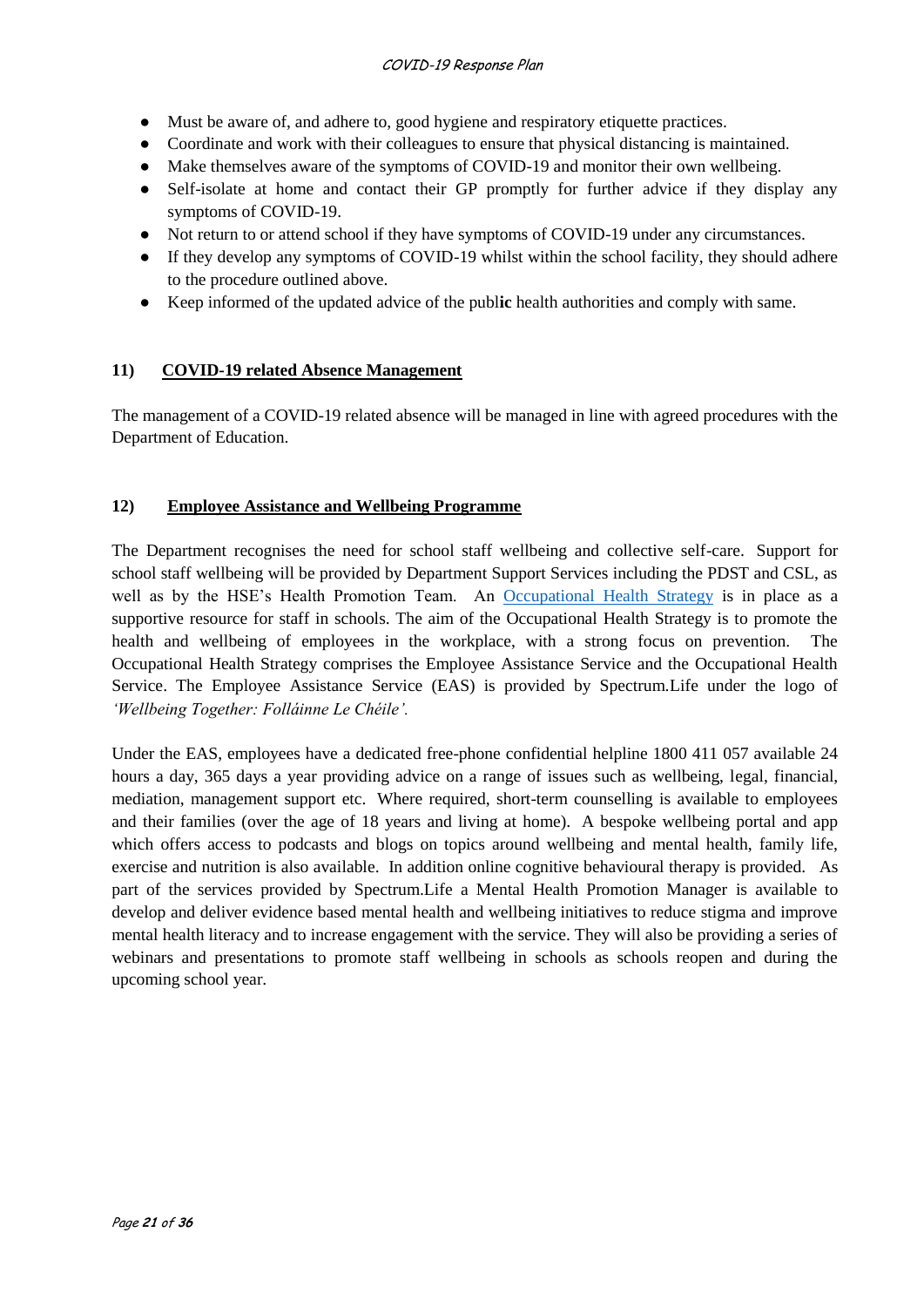- Must be aware of, and adhere to, good hygiene and respiratory etiquette practices.
- Coordinate and work with their colleagues to ensure that physical distancing is maintained.
- Make themselves aware of the symptoms of COVID-19 and monitor their own wellbeing.
- Self-isolate at home and contact their GP promptly for further advice if they display any symptoms of COVID-19.
- Not return to or attend school if they have symptoms of COVID-19 under any circumstances.
- If they develop any symptoms of COVID-19 whilst within the school facility, they should adhere to the procedure outlined above.
- Keep informed of the updated advice of the public health authorities and comply with same.

## 11) COVID-19 related Absence Management

The management of a COVID-19 related absence will be managed in line with agreed procedures with the Department of Education.

## 12) Employee Assistance and Wellbeing Programme

The Department recognises the need for school staff wellbeing and collective self-care. Support for school staff wellbeing will be provided by Department Support Services including the PDST and CSL, as well as by the HSE's Health Promotion Team. An Occupational Health Strategy is in place as a supportive resource for staff in schools. The aim of the Occupational Health Strategy is to promote the health and wellbeing of employees in the workplace, with a strong focus on prevention. The Occupational Health Strategy comprises the Employee Assistance Service and the Occupational Health Service. The Employee Assistance Service (EAS) is provided by Spectrum.Life under the logo of *'Wellbeing Together: Folláinne Le Chéile'.*

Under the EAS, employees have a dedicated free-phone confidential helpline 1800 411 057 available 24 hours a day, 365 days a year providing advice on a range of issues such as wellbeing, legal, financial, mediation, management support etc. Where required, short-term counselling is available to employees and their families (over the age of 18 years and living at home). A bespoke wellbeing portal and app which offers access to podcasts and blogs on topics around wellbeing and mental health, family life, exercise and nutrition is also available. In addition online cognitive behavioural therapy is provided. As part of the services provided by Spectrum.Life a Mental Health Promotion Manager is available to develop and deliver evidence based mental health and wellbeing initiatives to reduce stigma and improve mental health literacy and to increase engagement with the service. They will also be providing a series of webinars and presentations to promote staff wellbeing in schools as schools reopen and during the upcoming school year.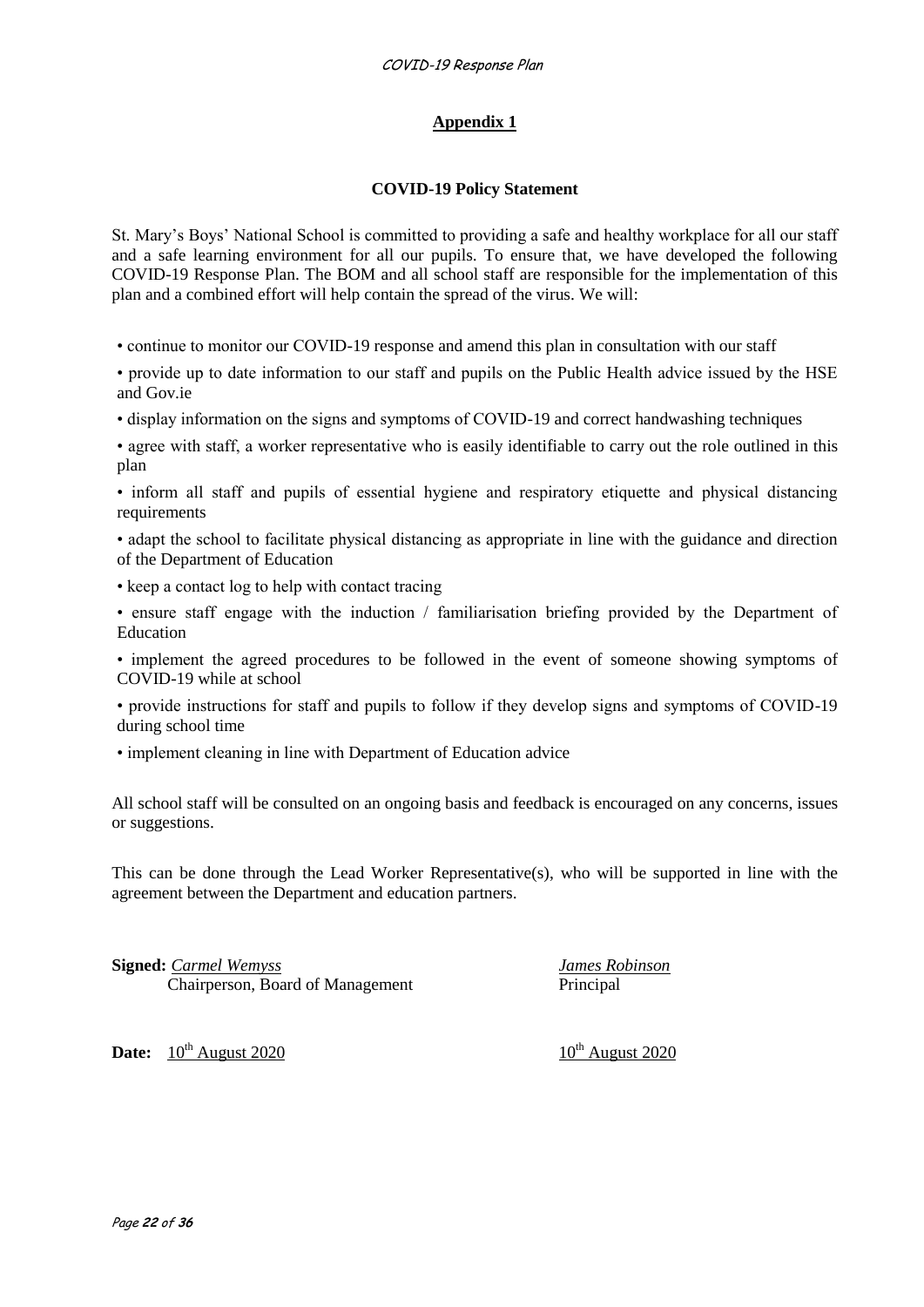## Appendix 1

### COVID-19 Policy Statement

St. Mary's Boys' National School is committed to providing a safe and healthy workplace for all our staff and a safe learning environment for all our pupils. To ensure that, we have developed the following COVID-19 Response Plan. The BOM and all school staff are responsible for the implementation of this plan and a combined effort will help contain the spread of the virus. We will:

- continue to monitor our COVID-19 response and amend this plan in consultation with our staff
- provide up to date information to our staff and pupils on the Public Health advice issued by the HSE and Gov.ie
- display information on the signs and symptoms of COVID-19 and correct handwashing techniques
- agree with staff, a worker representative who is easily identifiable to carry out the role outlined in this plan
- inform all staff and pupils of essential hygiene and respiratory etiquette and physical distancing requirements
- adapt the school to facilitate physical distancing as appropriate in line with the guidance and direction of the Department of Education
- keep a contact log to help with contact tracing
- ensure staff engage with the induction / familiarisation briefing provided by the Department of Education
- implement the agreed procedures to be followed in the event of someone showing symptoms of COVID-19 while at school
- provide instructions for staff and pupils to follow if they develop signs and symptoms of COVID-19 during school time
- implement cleaning in line with Department of Education advice

All school staff will be consulted on an ongoing basis and feedback is encouraged on any concerns, issues or suggestions.

This can be done through the Lead Worker Representative(s), who will be supported in line with the agreement between the Department and education partners.

**Signed:** *Carmel Wemyss* — Chairperson, Board of Management

*James Robinson* — Principal

**Date:** 10th August 2020 &nbsp;&nbsp;&nbsp;&nbsp; 10th August 2020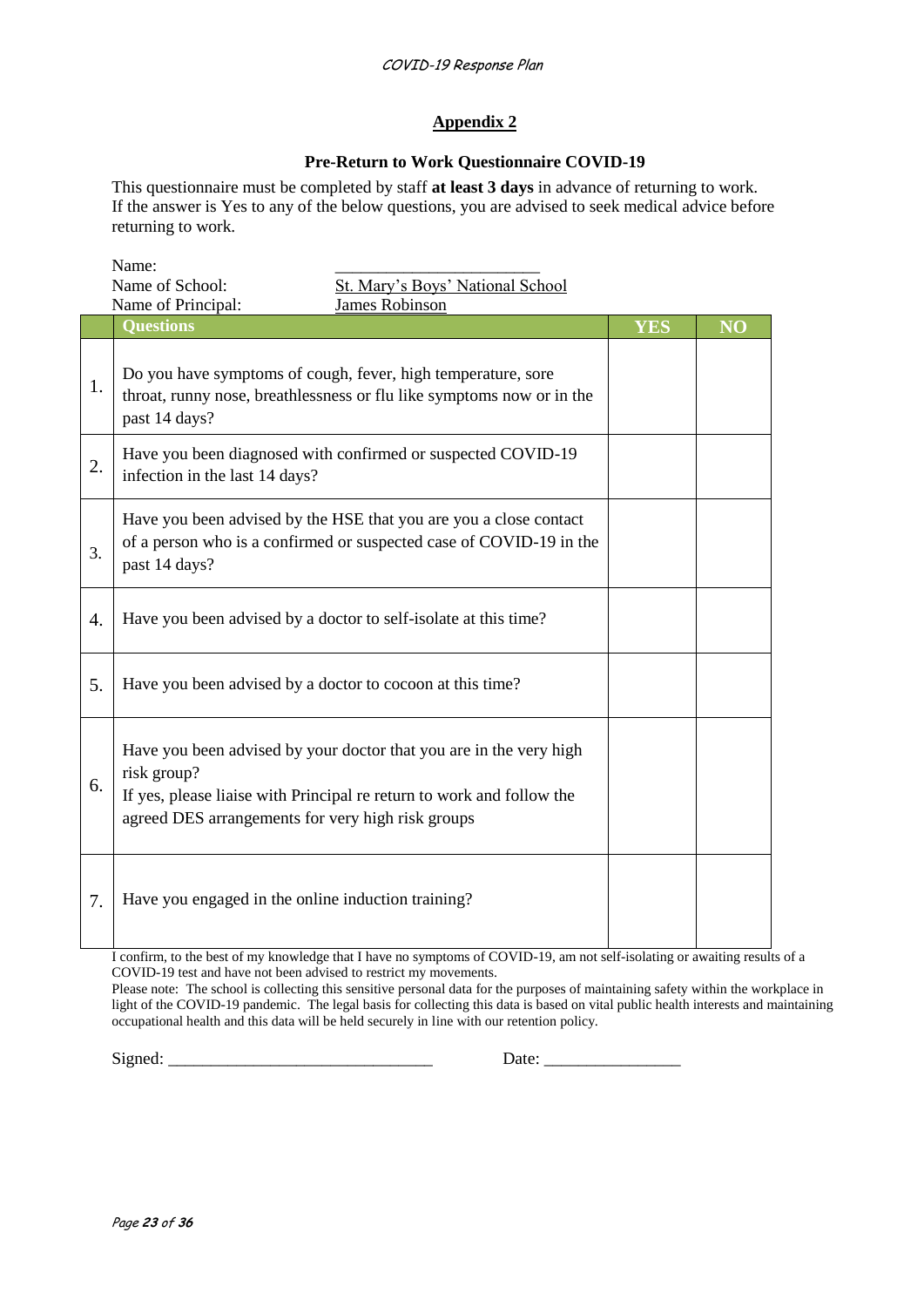## Appendix 2

### Pre-Return to Work Questionnaire COVID-19

This questionnaire must be completed by staff **at least 3 days** in advance of returning to work. If the answer is Yes to any of the below questions, you are advised to seek medical advice before returning to work.

Name: ________________________

Name of School: St. Mary's Boys' National School

Name of Principal: James Robinson

| | Questions | YES | NO |
|---|---|---|---|
| 1. | Do you have symptoms of cough, fever, high temperature, sore throat, runny nose, breathlessness or flu like symptoms now or in the past 14 days? | | |
| 2. | Have you been diagnosed with confirmed or suspected COVID-19 infection in the last 14 days? | | |
| 3. | Have you been advised by the HSE that you are you a close contact of a person who is a confirmed or suspected case of COVID-19 in the past 14 days? | | |
| 4. | Have you been advised by a doctor to self-isolate at this time? | | |
| 5. | Have you been advised by a doctor to cocoon at this time? | | |
| 6. | Have you been advised by your doctor that you are in the very high risk group?<br>If yes, please liaise with Principal re return to work and follow the agreed DES arrangements for very high risk groups | | |
| 7. | Have you engaged in the online induction training? | | |

I confirm, to the best of my knowledge that I have no symptoms of COVID-19, am not self-isolating or awaiting results of a COVID-19 test and have not been advised to restrict my movements.

Please note: The school is collecting this sensitive personal data for the purposes of maintaining safety within the workplace in light of the COVID-19 pandemic. The legal basis for collecting this data is based on vital public health interests and maintaining occupational health and this data will be held securely in line with our retention policy.

Signed: _______________________________ Date: ________________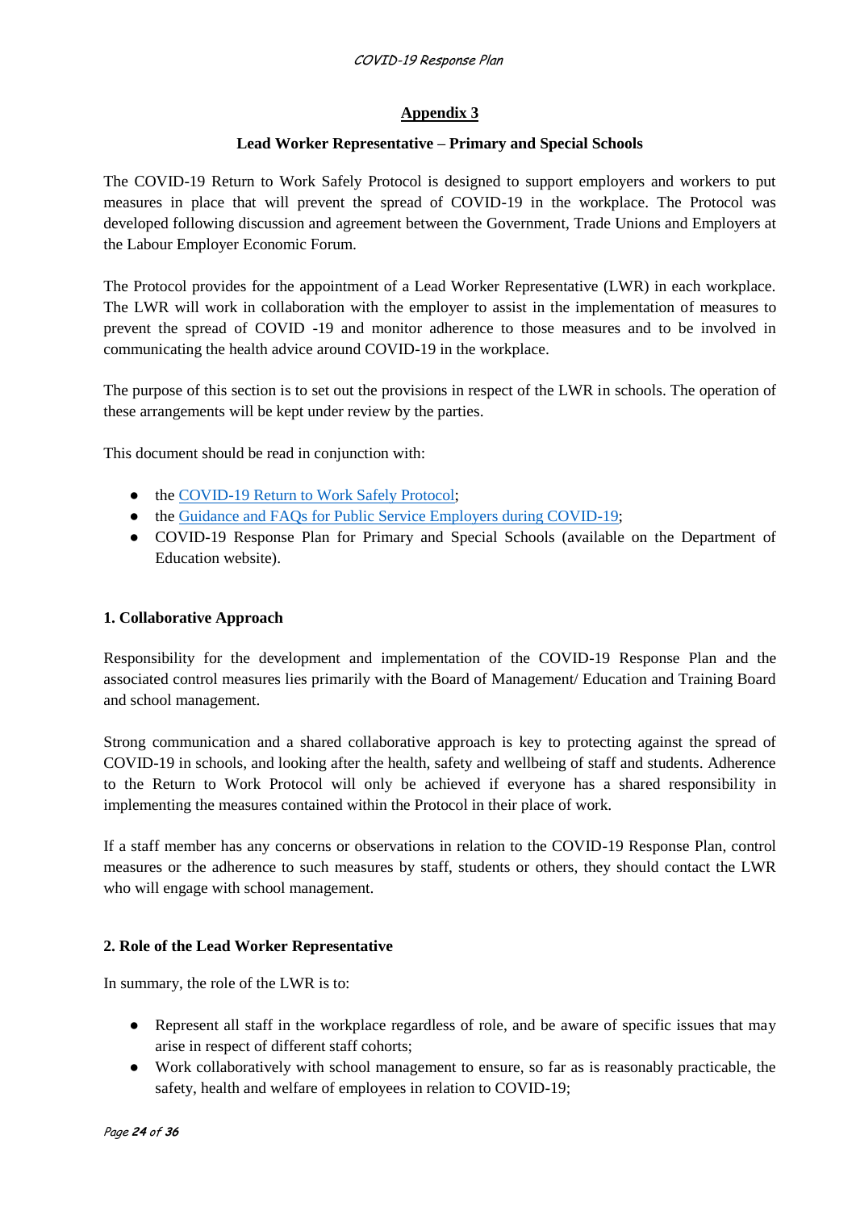# Appendix 3

## Lead Worker Representative – Primary and Special Schools

The COVID-19 Return to Work Safely Protocol is designed to support employers and workers to put measures in place that will prevent the spread of COVID-19 in the workplace. The Protocol was developed following discussion and agreement between the Government, Trade Unions and Employers at the Labour Employer Economic Forum.

The Protocol provides for the appointment of a Lead Worker Representative (LWR) in each workplace. The LWR will work in collaboration with the employer to assist in the implementation of measures to prevent the spread of COVID -19 and monitor adherence to those measures and to be involved in communicating the health advice around COVID-19 in the workplace.

The purpose of this section is to set out the provisions in respect of the LWR in schools. The operation of these arrangements will be kept under review by the parties.

This document should be read in conjunction with:

- the COVID-19 Return to Work Safely Protocol;
- the Guidance and FAQs for Public Service Employers during COVID-19;
- COVID-19 Response Plan for Primary and Special Schools (available on the Department of Education website).

### 1. Collaborative Approach

Responsibility for the development and implementation of the COVID-19 Response Plan and the associated control measures lies primarily with the Board of Management/ Education and Training Board and school management.

Strong communication and a shared collaborative approach is key to protecting against the spread of COVID-19 in schools, and looking after the health, safety and wellbeing of staff and students. Adherence to the Return to Work Protocol will only be achieved if everyone has a shared responsibility in implementing the measures contained within the Protocol in their place of work.

If a staff member has any concerns or observations in relation to the COVID-19 Response Plan, control measures or the adherence to such measures by staff, students or others, they should contact the LWR who will engage with school management.

### 2. Role of the Lead Worker Representative

In summary, the role of the LWR is to:

- Represent all staff in the workplace regardless of role, and be aware of specific issues that may arise in respect of different staff cohorts;
- Work collaboratively with school management to ensure, so far as is reasonably practicable, the safety, health and welfare of employees in relation to COVID-19;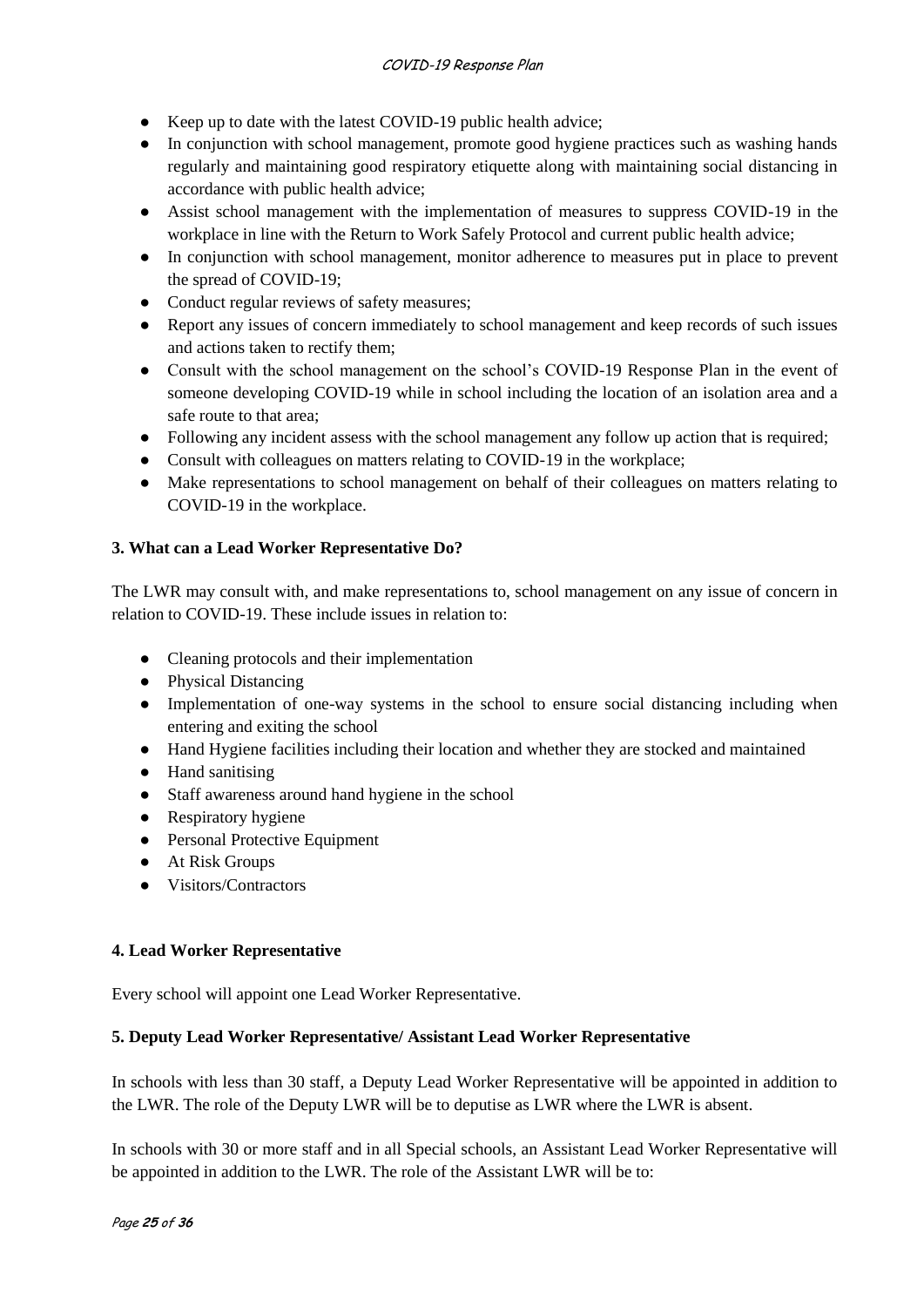- Keep up to date with the latest COVID-19 public health advice;
- In conjunction with school management, promote good hygiene practices such as washing hands regularly and maintaining good respiratory etiquette along with maintaining social distancing in accordance with public health advice;
- Assist school management with the implementation of measures to suppress COVID-19 in the workplace in line with the Return to Work Safely Protocol and current public health advice;
- In conjunction with school management, monitor adherence to measures put in place to prevent the spread of COVID-19;
- Conduct regular reviews of safety measures;
- Report any issues of concern immediately to school management and keep records of such issues and actions taken to rectify them;
- Consult with the school management on the school's COVID-19 Response Plan in the event of someone developing COVID-19 while in school including the location of an isolation area and a safe route to that area;
- Following any incident assess with the school management any follow up action that is required;
- Consult with colleagues on matters relating to COVID-19 in the workplace;
- Make representations to school management on behalf of their colleagues on matters relating to COVID-19 in the workplace.

### 3. What can a Lead Worker Representative Do?

The LWR may consult with, and make representations to, school management on any issue of concern in relation to COVID-19. These include issues in relation to:

- Cleaning protocols and their implementation
- Physical Distancing
- Implementation of one-way systems in the school to ensure social distancing including when entering and exiting the school
- Hand Hygiene facilities including their location and whether they are stocked and maintained
- Hand sanitising
- Staff awareness around hand hygiene in the school
- Respiratory hygiene
- Personal Protective Equipment
- At Risk Groups
- Visitors/Contractors

### 4. Lead Worker Representative

Every school will appoint one Lead Worker Representative.

### 5. Deputy Lead Worker Representative/ Assistant Lead Worker Representative

In schools with less than 30 staff, a Deputy Lead Worker Representative will be appointed in addition to the LWR. The role of the Deputy LWR will be to deputise as LWR where the LWR is absent.

In schools with 30 or more staff and in all Special schools, an Assistant Lead Worker Representative will be appointed in addition to the LWR. The role of the Assistant LWR will be to: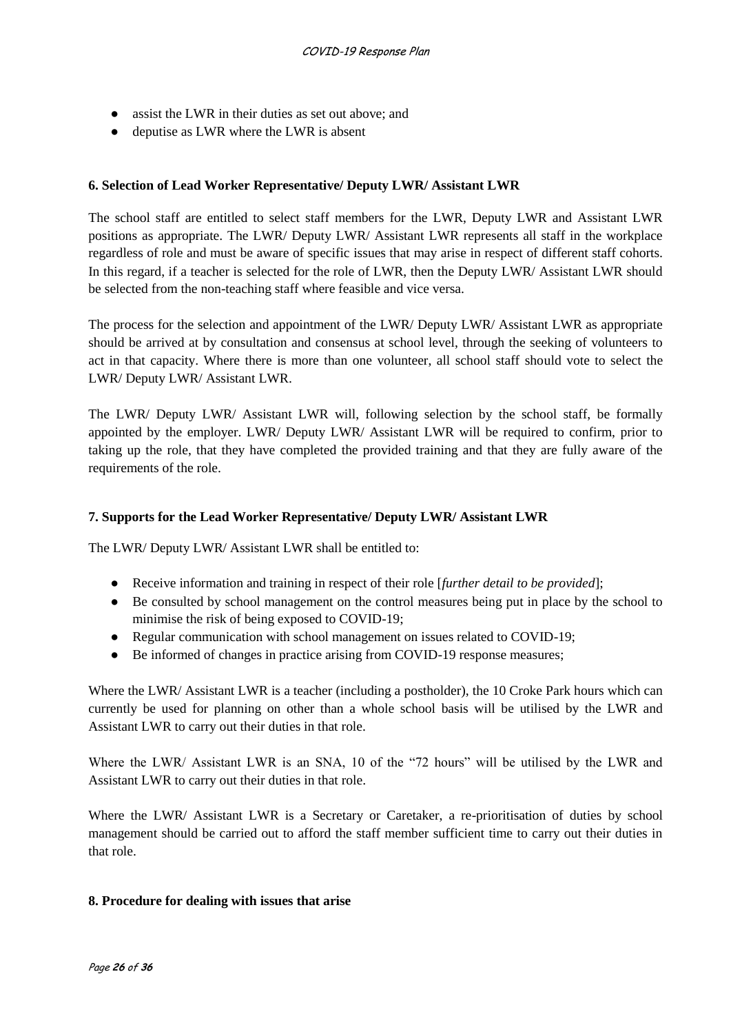- assist the LWR in their duties as set out above; and
- deputise as LWR where the LWR is absent

**6. Selection of Lead Worker Representative/ Deputy LWR/ Assistant LWR**

The school staff are entitled to select staff members for the LWR, Deputy LWR and Assistant LWR positions as appropriate. The LWR/ Deputy LWR/ Assistant LWR represents all staff in the workplace regardless of role and must be aware of specific issues that may arise in respect of different staff cohorts. In this regard, if a teacher is selected for the role of LWR, then the Deputy LWR/ Assistant LWR should be selected from the non-teaching staff where feasible and vice versa.

The process for the selection and appointment of the LWR/ Deputy LWR/ Assistant LWR as appropriate should be arrived at by consultation and consensus at school level, through the seeking of volunteers to act in that capacity. Where there is more than one volunteer, all school staff should vote to select the LWR/ Deputy LWR/ Assistant LWR.

The LWR/ Deputy LWR/ Assistant LWR will, following selection by the school staff, be formally appointed by the employer. LWR/ Deputy LWR/ Assistant LWR will be required to confirm, prior to taking up the role, that they have completed the provided training and that they are fully aware of the requirements of the role.

**7. Supports for the Lead Worker Representative/ Deputy LWR/ Assistant LWR**

The LWR/ Deputy LWR/ Assistant LWR shall be entitled to:

- Receive information and training in respect of their role [*further detail to be provided*];
- Be consulted by school management on the control measures being put in place by the school to minimise the risk of being exposed to COVID-19;
- Regular communication with school management on issues related to COVID-19;
- Be informed of changes in practice arising from COVID-19 response measures;

Where the LWR/ Assistant LWR is a teacher (including a postholder), the 10 Croke Park hours which can currently be used for planning on other than a whole school basis will be utilised by the LWR and Assistant LWR to carry out their duties in that role.

Where the LWR/ Assistant LWR is an SNA, 10 of the "72 hours" will be utilised by the LWR and Assistant LWR to carry out their duties in that role.

Where the LWR/ Assistant LWR is a Secretary or Caretaker, a re-prioritisation of duties by school management should be carried out to afford the staff member sufficient time to carry out their duties in that role.

**8. Procedure for dealing with issues that arise**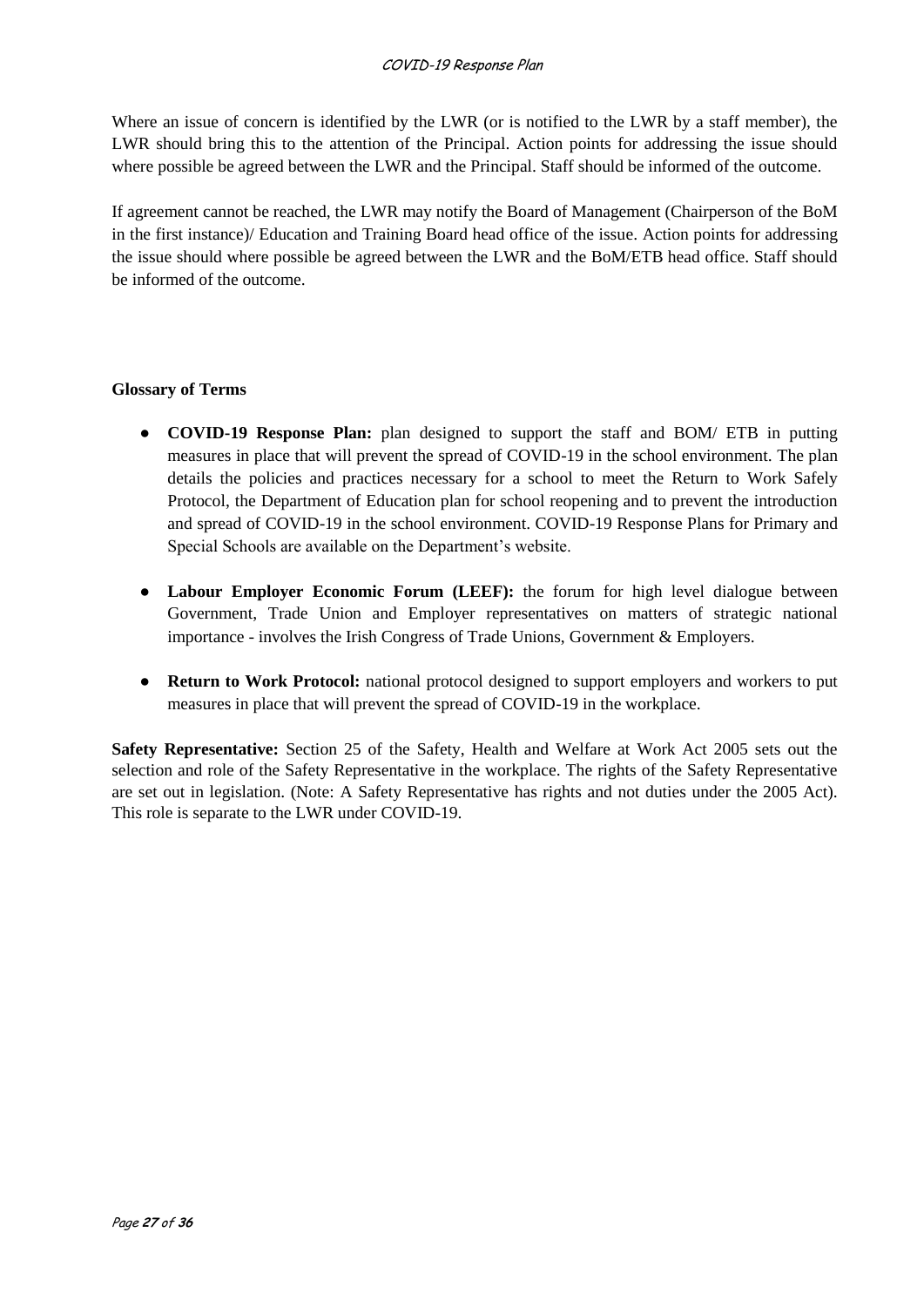Where an issue of concern is identified by the LWR (or is notified to the LWR by a staff member), the LWR should bring this to the attention of the Principal. Action points for addressing the issue should where possible be agreed between the LWR and the Principal. Staff should be informed of the outcome.

If agreement cannot be reached, the LWR may notify the Board of Management (Chairperson of the BoM in the first instance)/ Education and Training Board head office of the issue. Action points for addressing the issue should where possible be agreed between the LWR and the BoM/ETB head office. Staff should be informed of the outcome.

**Glossary of Terms**

- **COVID-19 Response Plan:** plan designed to support the staff and BOM/ ETB in putting measures in place that will prevent the spread of COVID-19 in the school environment. The plan details the policies and practices necessary for a school to meet the Return to Work Safely Protocol, the Department of Education plan for school reopening and to prevent the introduction and spread of COVID-19 in the school environment. COVID-19 Response Plans for Primary and Special Schools are available on the Department's website.

- **Labour Employer Economic Forum (LEEF):** the forum for high level dialogue between Government, Trade Union and Employer representatives on matters of strategic national importance - involves the Irish Congress of Trade Unions, Government & Employers.

- **Return to Work Protocol:** national protocol designed to support employers and workers to put measures in place that will prevent the spread of COVID-19 in the workplace.

**Safety Representative:** Section 25 of the Safety, Health and Welfare at Work Act 2005 sets out the selection and role of the Safety Representative in the workplace. The rights of the Safety Representative are set out in legislation. (Note: A Safety Representative has rights and not duties under the 2005 Act). This role is separate to the LWR under COVID-19.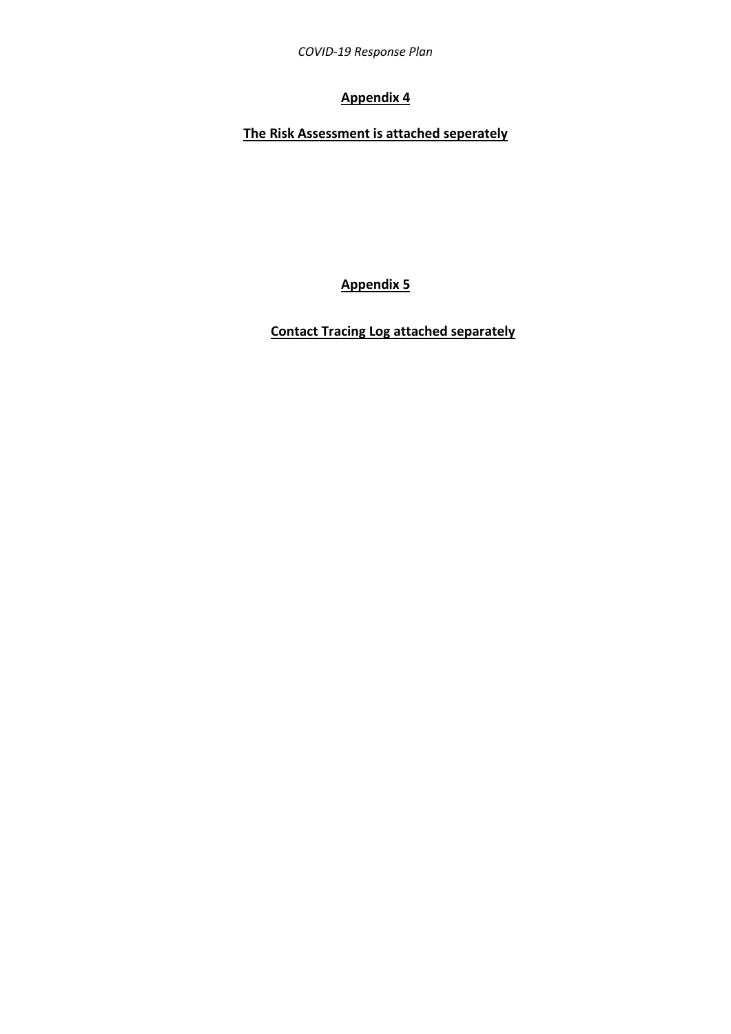## Appendix 4

**The Risk Assessment is attached seperately**

## Appendix 5

**Contact Tracing Log attached separately**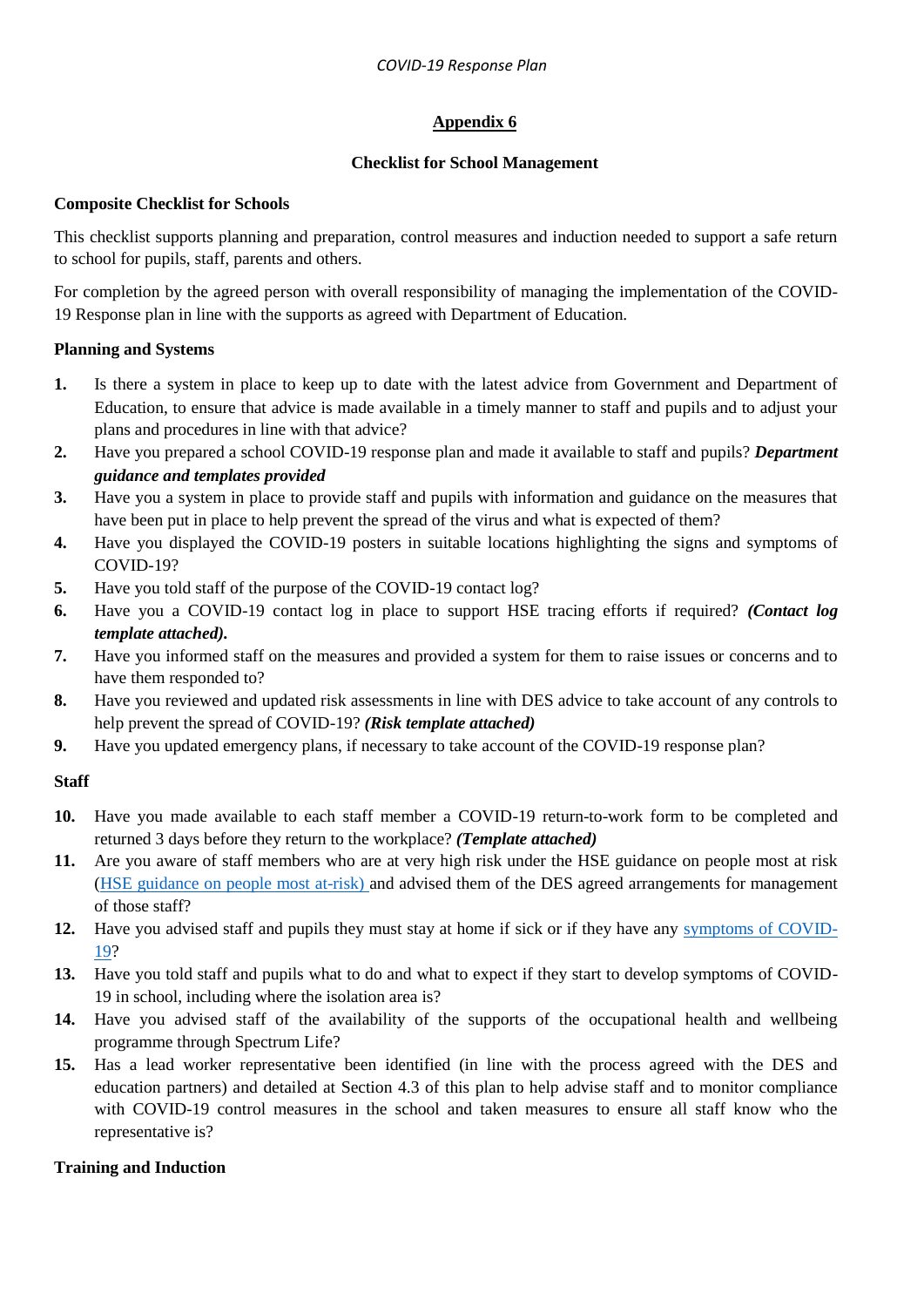## Appendix 6

### Checklist for School Management

**Composite Checklist for Schools**

This checklist supports planning and preparation, control measures and induction needed to support a safe return to school for pupils, staff, parents and others.

For completion by the agreed person with overall responsibility of managing the implementation of the COVID-19 Response plan in line with the supports as agreed with Department of Education.

**Planning and Systems**

1. Is there a system in place to keep up to date with the latest advice from Government and Department of Education, to ensure that advice is made available in a timely manner to staff and pupils and to adjust your plans and procedures in line with that advice?
2. Have you prepared a school COVID-19 response plan and made it available to staff and pupils? ***Department guidance and templates provided***
3. Have you a system in place to provide staff and pupils with information and guidance on the measures that have been put in place to help prevent the spread of the virus and what is expected of them?
4. Have you displayed the COVID-19 posters in suitable locations highlighting the signs and symptoms of COVID-19?
5. Have you told staff of the purpose of the COVID-19 contact log?
6. Have you a COVID-19 contact log in place to support HSE tracing efforts if required? ***(Contact log template attached).***
7. Have you informed staff on the measures and provided a system for them to raise issues or concerns and to have them responded to?
8. Have you reviewed and updated risk assessments in line with DES advice to take account of any controls to help prevent the spread of COVID-19? ***(Risk template attached)***
9. Have you updated emergency plans, if necessary to take account of the COVID-19 response plan?

**Staff**

10. Have you made available to each staff member a COVID-19 return-to-work form to be completed and returned 3 days before they return to the workplace? ***(Template attached)***
11. Are you aware of staff members who are at very high risk under the HSE guidance on people most at risk (HSE guidance on people most at-risk) and advised them of the DES agreed arrangements for management of those staff?
12. Have you advised staff and pupils they must stay at home if sick or if they have any symptoms of COVID-19?
13. Have you told staff and pupils what to do and what to expect if they start to develop symptoms of COVID-19 in school, including where the isolation area is?
14. Have you advised staff of the availability of the supports of the occupational health and wellbeing programme through Spectrum Life?
15. Has a lead worker representative been identified (in line with the process agreed with the DES and education partners) and detailed at Section 4.3 of this plan to help advise staff and to monitor compliance with COVID-19 control measures in the school and taken measures to ensure all staff know who the representative is?

**Training and Induction**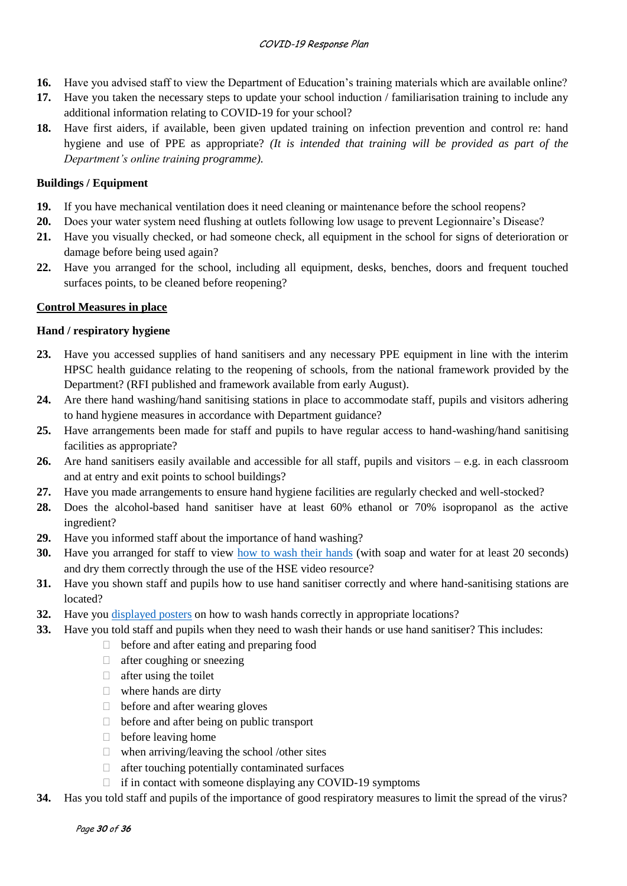16. Have you advised staff to view the Department of Education's training materials which are available online?
17. Have you taken the necessary steps to update your school induction / familiarisation training to include any additional information relating to COVID-19 for your school?
18. Have first aiders, if available, been given updated training on infection prevention and control re: hand hygiene and use of PPE as appropriate? *(It is intended that training will be provided as part of the Department's online training programme).*

**Buildings / Equipment**

19. If you have mechanical ventilation does it need cleaning or maintenance before the school reopens?
20. Does your water system need flushing at outlets following low usage to prevent Legionnaire's Disease?
21. Have you visually checked, or had someone check, all equipment in the school for signs of deterioration or damage before being used again?
22. Have you arranged for the school, including all equipment, desks, benches, doors and frequent touched surfaces points, to be cleaned before reopening?

**Control Measures in place**

**Hand / respiratory hygiene**

23. Have you accessed supplies of hand sanitisers and any necessary PPE equipment in line with the interim HPSC health guidance relating to the reopening of schools, from the national framework provided by the Department? (RFI published and framework available from early August).
24. Are there hand washing/hand sanitising stations in place to accommodate staff, pupils and visitors adhering to hand hygiene measures in accordance with Department guidance?
25. Have arrangements been made for staff and pupils to have regular access to hand-washing/hand sanitising facilities as appropriate?
26. Are hand sanitisers easily available and accessible for all staff, pupils and visitors – e.g. in each classroom and at entry and exit points to school buildings?
27. Have you made arrangements to ensure hand hygiene facilities are regularly checked and well-stocked?
28. Does the alcohol-based hand sanitiser have at least 60% ethanol or 70% isopropanol as the active ingredient?
29. Have you informed staff about the importance of hand washing?
30. Have you arranged for staff to view how to wash their hands (with soap and water for at least 20 seconds) and dry them correctly through the use of the HSE video resource?
31. Have you shown staff and pupils how to use hand sanitiser correctly and where hand-sanitising stations are located?
32. Have you displayed posters on how to wash hands correctly in appropriate locations?
33. Have you told staff and pupils when they need to wash their hands or use hand sanitiser? This includes:
    - before and after eating and preparing food
    - after coughing or sneezing
    - after using the toilet
    - where hands are dirty
    - before and after wearing gloves
    - before and after being on public transport
    - before leaving home
    - when arriving/leaving the school /other sites
    - after touching potentially contaminated surfaces
    - if in contact with someone displaying any COVID-19 symptoms
34. Has you told staff and pupils of the importance of good respiratory measures to limit the spread of the virus?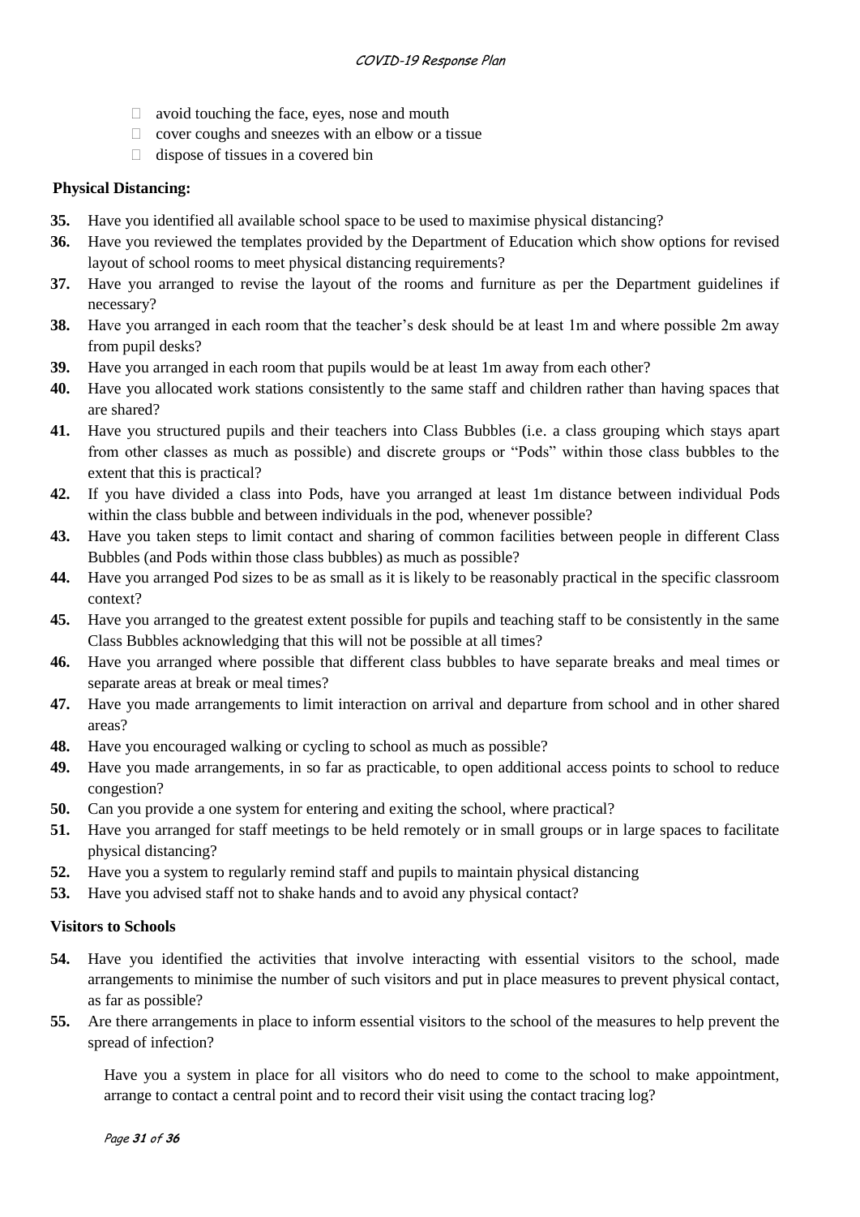- avoid touching the face, eyes, nose and mouth
- cover coughs and sneezes with an elbow or a tissue
- dispose of tissues in a covered bin

**Physical Distancing:**

**35.** Have you identified all available school space to be used to maximise physical distancing?

**36.** Have you reviewed the templates provided by the Department of Education which show options for revised layout of school rooms to meet physical distancing requirements?

**37.** Have you arranged to revise the layout of the rooms and furniture as per the Department guidelines if necessary?

**38.** Have you arranged in each room that the teacher's desk should be at least 1m and where possible 2m away from pupil desks?

**39.** Have you arranged in each room that pupils would be at least 1m away from each other?

**40.** Have you allocated work stations consistently to the same staff and children rather than having spaces that are shared?

**41.** Have you structured pupils and their teachers into Class Bubbles (i.e. a class grouping which stays apart from other classes as much as possible) and discrete groups or "Pods" within those class bubbles to the extent that this is practical?

**42.** If you have divided a class into Pods, have you arranged at least 1m distance between individual Pods within the class bubble and between individuals in the pod, whenever possible?

**43.** Have you taken steps to limit contact and sharing of common facilities between people in different Class Bubbles (and Pods within those class bubbles) as much as possible?

**44.** Have you arranged Pod sizes to be as small as it is likely to be reasonably practical in the specific classroom context?

**45.** Have you arranged to the greatest extent possible for pupils and teaching staff to be consistently in the same Class Bubbles acknowledging that this will not be possible at all times?

**46.** Have you arranged where possible that different class bubbles to have separate breaks and meal times or separate areas at break or meal times?

**47.** Have you made arrangements to limit interaction on arrival and departure from school and in other shared areas?

**48.** Have you encouraged walking or cycling to school as much as possible?

**49.** Have you made arrangements, in so far as practicable, to open additional access points to school to reduce congestion?

**50.** Can you provide a one system for entering and exiting the school, where practical?

**51.** Have you arranged for staff meetings to be held remotely or in small groups or in large spaces to facilitate physical distancing?

**52.** Have you a system to regularly remind staff and pupils to maintain physical distancing

**53.** Have you advised staff not to shake hands and to avoid any physical contact?

**Visitors to Schools**

**54.** Have you identified the activities that involve interacting with essential visitors to the school, made arrangements to minimise the number of such visitors and put in place measures to prevent physical contact, as far as possible?

**55.** Are there arrangements in place to inform essential visitors to the school of the measures to help prevent the spread of infection?

Have you a system in place for all visitors who do need to come to the school to make appointment, arrange to contact a central point and to record their visit using the contact tracing log?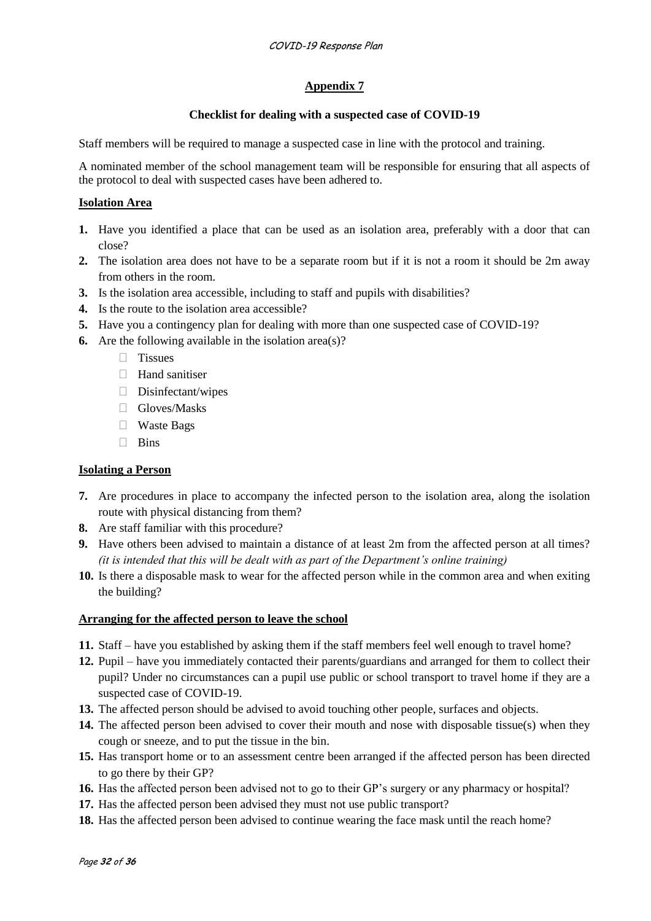## Appendix 7

### Checklist for dealing with a suspected case of COVID-19

Staff members will be required to manage a suspected case in line with the protocol and training.

A nominated member of the school management team will be responsible for ensuring that all aspects of the protocol to deal with suspected cases have been adhered to.

**Isolation Area**

1. Have you identified a place that can be used as an isolation area, preferably with a door that can close?
2. The isolation area does not have to be a separate room but if it is not a room it should be 2m away from others in the room.
3. Is the isolation area accessible, including to staff and pupils with disabilities?
4. Is the route to the isolation area accessible?
5. Have you a contingency plan for dealing with more than one suspected case of COVID-19?
6. Are the following available in the isolation area(s)?
   - Tissues
   - Hand sanitiser
   - Disinfectant/wipes
   - Gloves/Masks
   - Waste Bags
   - Bins

**Isolating a Person**

7. Are procedures in place to accompany the infected person to the isolation area, along the isolation route with physical distancing from them?
8. Are staff familiar with this procedure?
9. Have others been advised to maintain a distance of at least 2m from the affected person at all times? *(it is intended that this will be dealt with as part of the Department's online training)*
10. Is there a disposable mask to wear for the affected person while in the common area and when exiting the building?

**Arranging for the affected person to leave the school**

11. Staff – have you established by asking them if the staff members feel well enough to travel home?
12. Pupil – have you immediately contacted their parents/guardians and arranged for them to collect their pupil? Under no circumstances can a pupil use public or school transport to travel home if they are a suspected case of COVID-19.
13. The affected person should be advised to avoid touching other people, surfaces and objects.
14. The affected person been advised to cover their mouth and nose with disposable tissue(s) when they cough or sneeze, and to put the tissue in the bin.
15. Has transport home or to an assessment centre been arranged if the affected person has been directed to go there by their GP?
16. Has the affected person been advised not to go to their GP's surgery or any pharmacy or hospital?
17. Has the affected person been advised they must not use public transport?
18. Has the affected person been advised to continue wearing the face mask until the reach home?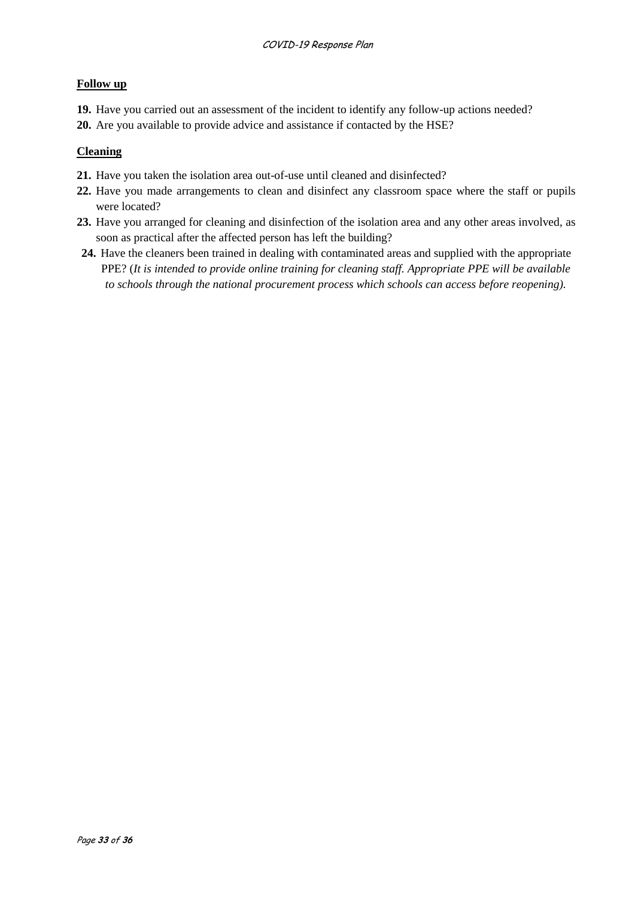**Follow up**

**19.** Have you carried out an assessment of the incident to identify any follow-up actions needed?

**20.** Are you available to provide advice and assistance if contacted by the HSE?

**Cleaning**

**21.** Have you taken the isolation area out-of-use until cleaned and disinfected?

**22.** Have you made arrangements to clean and disinfect any classroom space where the staff or pupils were located?

**23.** Have you arranged for cleaning and disinfection of the isolation area and any other areas involved, as soon as practical after the affected person has left the building?

**24.** Have the cleaners been trained in dealing with contaminated areas and supplied with the appropriate PPE? (*It is intended to provide online training for cleaning staff. Appropriate PPE will be available to schools through the national procurement process which schools can access before reopening).*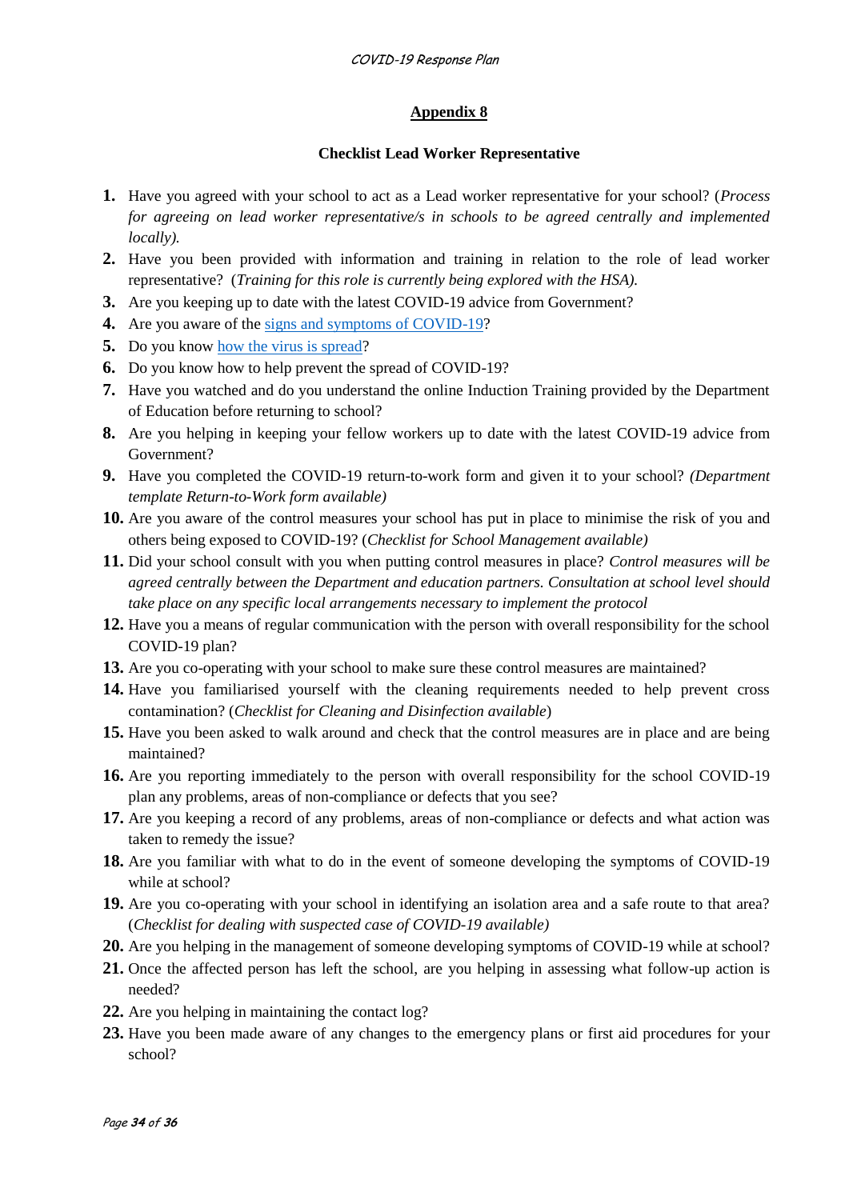## Appendix 8

### Checklist Lead Worker Representative

1. Have you agreed with your school to act as a Lead worker representative for your school? (*Process for agreeing on lead worker representative/s in schools to be agreed centrally and implemented locally).*
2. Have you been provided with information and training in relation to the role of lead worker representative? (*Training for this role is currently being explored with the HSA).*
3. Are you keeping up to date with the latest COVID-19 advice from Government?
4. Are you aware of the signs and symptoms of COVID-19?
5. Do you know how the virus is spread?
6. Do you know how to help prevent the spread of COVID-19?
7. Have you watched and do you understand the online Induction Training provided by the Department of Education before returning to school?
8. Are you helping in keeping your fellow workers up to date with the latest COVID-19 advice from Government?
9. Have you completed the COVID-19 return-to-work form and given it to your school? *(Department template Return-to-Work form available)*
10. Are you aware of the control measures your school has put in place to minimise the risk of you and others being exposed to COVID-19? (*Checklist for School Management available)*
11. Did your school consult with you when putting control measures in place? *Control measures will be agreed centrally between the Department and education partners. Consultation at school level should take place on any specific local arrangements necessary to implement the protocol*
12. Have you a means of regular communication with the person with overall responsibility for the school COVID-19 plan?
13. Are you co-operating with your school to make sure these control measures are maintained?
14. Have you familiarised yourself with the cleaning requirements needed to help prevent cross contamination? (*Checklist for Cleaning and Disinfection available*)
15. Have you been asked to walk around and check that the control measures are in place and are being maintained?
16. Are you reporting immediately to the person with overall responsibility for the school COVID-19 plan any problems, areas of non-compliance or defects that you see?
17. Are you keeping a record of any problems, areas of non-compliance or defects and what action was taken to remedy the issue?
18. Are you familiar with what to do in the event of someone developing the symptoms of COVID-19 while at school?
19. Are you co-operating with your school in identifying an isolation area and a safe route to that area? (*Checklist for dealing with suspected case of COVID-19 available)*
20. Are you helping in the management of someone developing symptoms of COVID-19 while at school?
21. Once the affected person has left the school, are you helping in assessing what follow-up action is needed?
22. Are you helping in maintaining the contact log?
23. Have you been made aware of any changes to the emergency plans or first aid procedures for your school?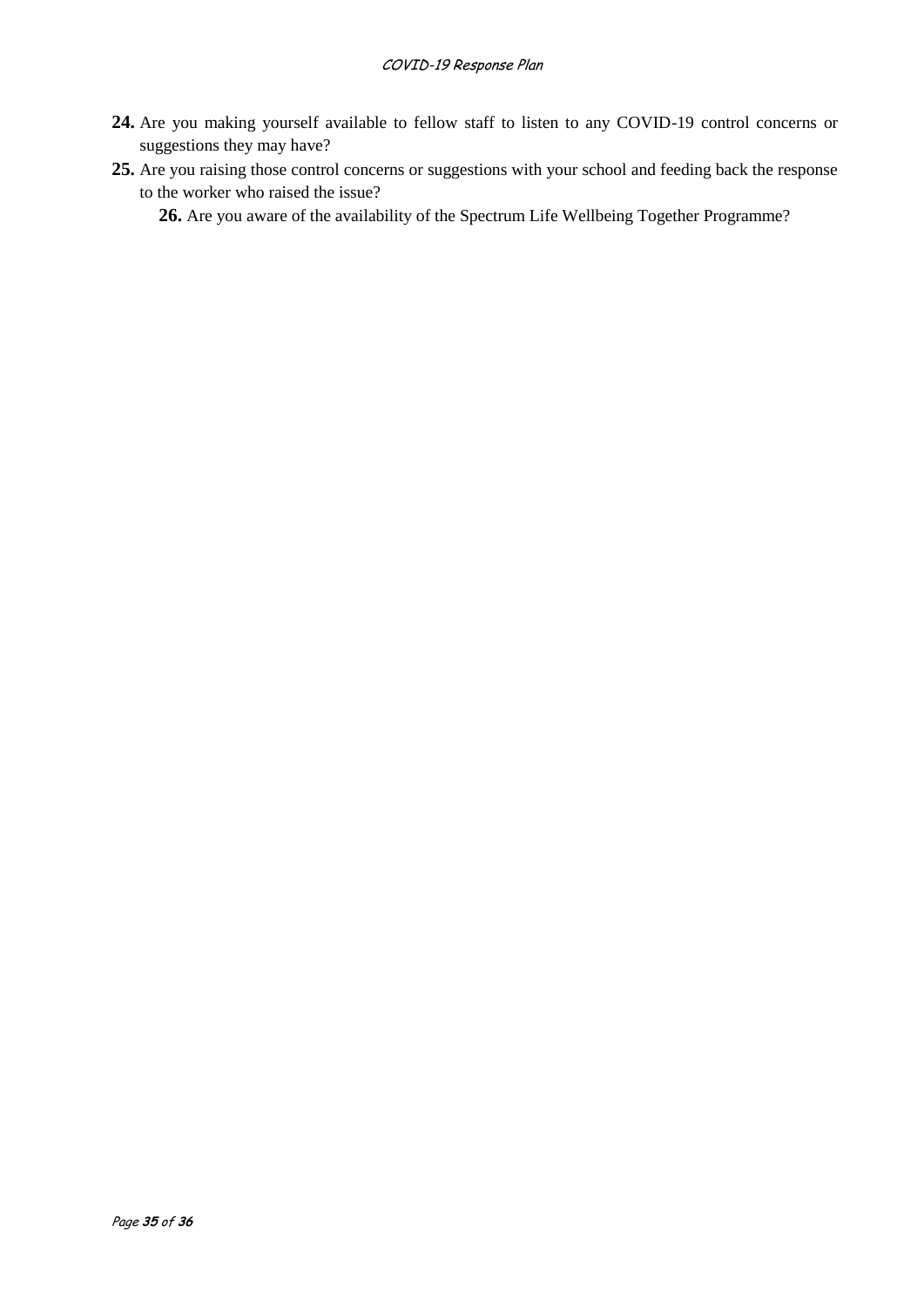**24.** Are you making yourself available to fellow staff to listen to any COVID-19 control concerns or suggestions they may have?

**25.** Are you raising those control concerns or suggestions with your school and feeding back the response to the worker who raised the issue?

**26.** Are you aware of the availability of the Spectrum Life Wellbeing Together Programme?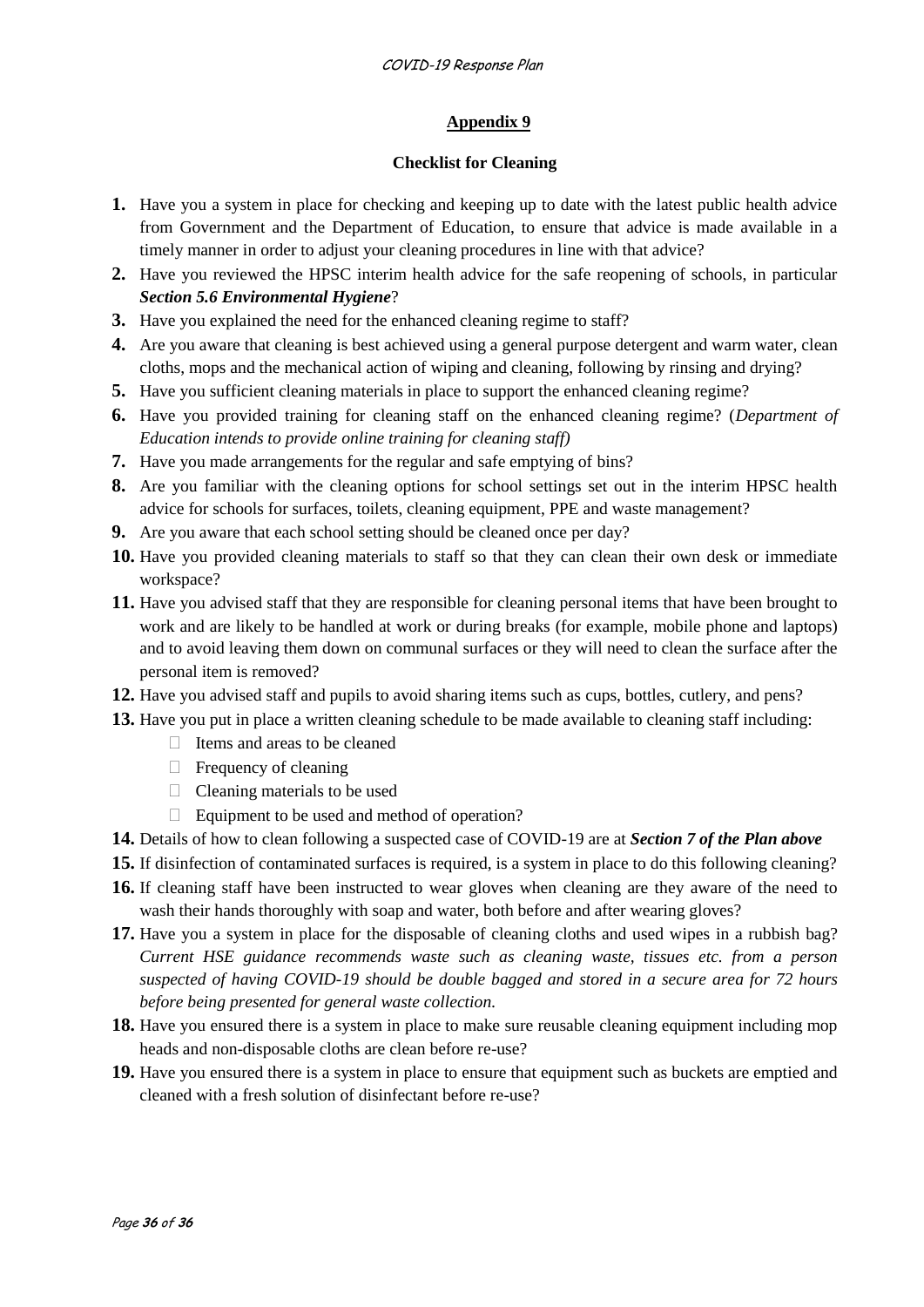## Appendix 9

### Checklist for Cleaning

1. Have you a system in place for checking and keeping up to date with the latest public health advice from Government and the Department of Education, to ensure that advice is made available in a timely manner in order to adjust your cleaning procedures in line with that advice?
2. Have you reviewed the HPSC interim health advice for the safe reopening of schools, in particular ***Section 5.6 Environmental Hygiene***?
3. Have you explained the need for the enhanced cleaning regime to staff?
4. Are you aware that cleaning is best achieved using a general purpose detergent and warm water, clean cloths, mops and the mechanical action of wiping and cleaning, following by rinsing and drying?
5. Have you sufficient cleaning materials in place to support the enhanced cleaning regime?
6. Have you provided training for cleaning staff on the enhanced cleaning regime? (*Department of Education intends to provide online training for cleaning staff)*
7. Have you made arrangements for the regular and safe emptying of bins?
8. Are you familiar with the cleaning options for school settings set out in the interim HPSC health advice for schools for surfaces, toilets, cleaning equipment, PPE and waste management?
9. Are you aware that each school setting should be cleaned once per day?
10. Have you provided cleaning materials to staff so that they can clean their own desk or immediate workspace?
11. Have you advised staff that they are responsible for cleaning personal items that have been brought to work and are likely to be handled at work or during breaks (for example, mobile phone and laptops) and to avoid leaving them down on communal surfaces or they will need to clean the surface after the personal item is removed?
12. Have you advised staff and pupils to avoid sharing items such as cups, bottles, cutlery, and pens?
13. Have you put in place a written cleaning schedule to be made available to cleaning staff including:
    - Items and areas to be cleaned
    - Frequency of cleaning
    - Cleaning materials to be used
    - Equipment to be used and method of operation?
14. Details of how to clean following a suspected case of COVID-19 are at ***Section 7 of the Plan above***
15. If disinfection of contaminated surfaces is required, is a system in place to do this following cleaning?
16. If cleaning staff have been instructed to wear gloves when cleaning are they aware of the need to wash their hands thoroughly with soap and water, both before and after wearing gloves?
17. Have you a system in place for the disposable of cleaning cloths and used wipes in a rubbish bag? *Current HSE guidance recommends waste such as cleaning waste, tissues etc. from a person suspected of having COVID-19 should be double bagged and stored in a secure area for 72 hours before being presented for general waste collection.*
18. Have you ensured there is a system in place to make sure reusable cleaning equipment including mop heads and non-disposable cloths are clean before re-use?
19. Have you ensured there is a system in place to ensure that equipment such as buckets are emptied and cleaned with a fresh solution of disinfectant before re-use?